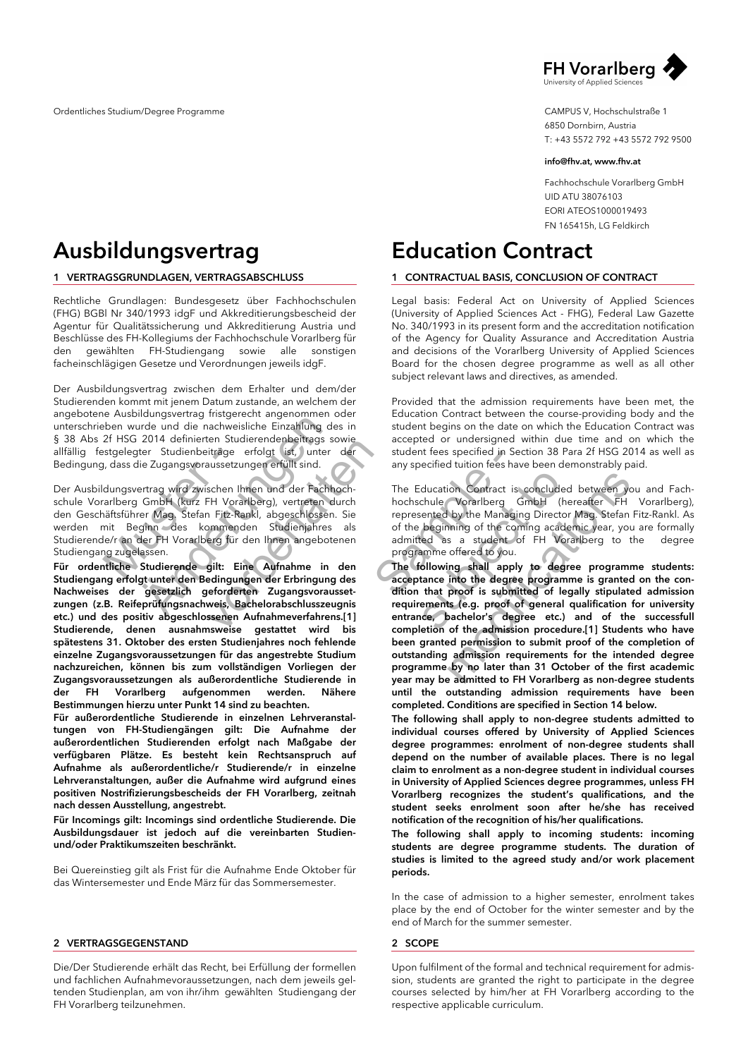Ordentliches Studium/Degree Programme

FH Vorarlberg
University of Applied Sciences

CAMPUS V, Hochschulstraße 1
6850 Dornbirn, Austria
T: +43 5572 792 +43 5572 792 9500

**info@fhv.at, www.fhv.at**

Fachhochschule Vorarlberg GmbH
UID ATU 38076103
EORI ATEOS1000019493
FN 165415h, LG Feldkirch

# Ausbildungsvertrag

## 1 VERTRAGSGRUNDLAGEN, VERTRAGSABSCHLUSS

Rechtliche Grundlagen: Bundesgesetz über Fachhochschulen (FHG) BGBl Nr 340/1993 idgF und Akkreditierungsbescheid der Agentur für Qualitätssicherung und Akkreditierung Austria und Beschlüsse des FH-Kollegiums der Fachhochschule Vorarlberg für den gewählten FH-Studiengang sowie alle sonstigen facheinschlägigen Gesetze und Verordnungen jeweils idgF.

Der Ausbildungsvertrag zwischen dem Erhalter und dem/der Studierenden kommt mit jenem Datum zustande, an welchem der angebotene Ausbildungsvertrag fristgerecht angenommen oder unterschrieben wurde und die nachweisliche Einzahlung des in § 38 Abs 2f HSG 2014 definierten Studierendenbeitrags sowie allfällig festgelegter Studienbeiträge erfolgt ist, unter der Bedingung, dass die Zugangsvoraussetzungen erfüllt sind.

Der Ausbildungsvertrag wird zwischen Ihnen und der Fachhochschule Vorarlberg GmbH (kurz FH Vorarlberg), vertreten durch den Geschäftsführer Mag. Stefan Fitz-Rankl, abgeschlossen. Sie werden mit Beginn des kommenden Studienjahres als Studierende/r an der FH Vorarlberg für den Ihnen angebotenen Studiengang zugelassen.

**Für ordentliche Studierende gilt: Eine Aufnahme in den Studiengang erfolgt unter den Bedingungen der Erbringung des Nachweises der gesetzlich geforderten Zugangsvoraussetzungen (z.B. Reifeprüfungsnachweis, Bachelorabschlusszeugnis etc.) und des positiv abgeschlossenen Aufnahmeverfahrens.[1] Studierende, denen ausnahmsweise gestattet wird bis spätestens 31. Oktober des ersten Studienjahres noch fehlende einzelne Zugangsvoraussetzungen für das angestrebte Studium nachzureichen, können bis zum vollständigen Vorliegen der Zugangsvoraussetzungen als außerordentliche Studierende in der FH Vorarlberg aufgenommen werden. Nähere Bestimmungen hierzu unter Punkt 14 sind zu beachten.**

**Für außerordentliche Studierende in einzelnen Lehrveranstaltungen von FH-Studiengängen gilt: Die Aufnahme der außerordentlichen Studierenden erfolgt nach Maßgabe der verfügbaren Plätze. Es besteht kein Rechtsanspruch auf Aufnahme als außerordentliche/r Studierende/r in einzelne Lehrveranstaltungen, außer die Aufnahme wird aufgrund eines positiven Nostrifizierungsbescheids der FH Vorarlberg, zeitnah nach dessen Ausstellung, angestrebt.**

**Für Incomings gilt: Incomings sind ordentliche Studierende. Die Ausbildungsdauer ist jedoch auf die vereinbarten Studien- und/oder Praktikumszeiten beschränkt.**

Bei Quereinstieg gilt als Frist für die Aufnahme Ende Oktober für das Wintersemester und Ende März für das Sommersemester.

## 2 VERTRAGSGEGENSTAND

Die/Der Studierende erhält das Recht, bei Erfüllung der formellen und fachlichen Aufnahmevoraussetzungen, nach dem jeweils geltenden Studienplan, am von ihr/ihm gewählten Studiengang der FH Vorarlberg teilzunehmen.

# Education Contract

## 1 CONTRACTUAL BASIS, CONCLUSION OF CONTRACT

Legal basis: Federal Act on University of Applied Sciences (University of Applied Sciences Act - FHG), Federal Law Gazette No. 340/1993 in its present form and the accreditation notification of the Agency for Quality Assurance and Accreditation Austria and decisions of the Vorarlberg University of Applied Sciences Board for the chosen degree programme as well as all other subject relevant laws and directives, as amended.

Provided that the admission requirements have been met, the Education Contract between the course-providing body and the student begins on the date on which the Education Contract was accepted or undersigned within due time and on which the student fees specified in Section 38 Para 2f HSG 2014 as well as any specified tuition fees have been demonstrably paid.

The Education Contract is concluded between you and Fachhochschule Vorarlberg GmbH (hereafter FH Vorarlberg), represented by the Managing Director Mag. Stefan Fitz-Rankl. As of the beginning of the coming academic year, you are formally admitted as a student of FH Vorarlberg to the degree programme offered to you.

**The following shall apply to degree programme students: acceptance into the degree programme is granted on the condition that proof is submitted of legally stipulated admission requirements (e.g. proof of general qualification for university entrance, bachelor's degree etc.) and of the successfull completion of the admission procedure.[1] Students who have been granted permission to submit proof of the completion of outstanding admission requirements for the intended degree programme by no later than 31 October of the first academic year may be admitted to FH Vorarlberg as non-degree students until the outstanding admission requirements have been completed. Conditions are specified in Section 14 below.**

**The following shall apply to non-degree students admitted to individual courses offered by University of Applied Sciences degree programmes: enrolment of non-degree students shall depend on the number of available places. There is no legal claim to enrolment as a non-degree student in individual courses in University of Applied Sciences degree programmes, unless FH Vorarlberg recognizes the student's qualifications, and the student seeks enrolment soon after he/she has received notification of the recognition of his/her qualifications.**

**The following shall apply to incoming students: incoming students are degree programme students. The duration of studies is limited to the agreed study and/or work placement periods.**

In the case of admission to a higher semester, enrolment takes place by the end of October for the winter semester and by the end of March for the summer semester.

## 2 SCOPE

Upon fulfilment of the formal and technical requirement for admission, students are granted the right to participate in the degree courses selected by him/her at FH Vorarlberg according to the respective applicable curriculum.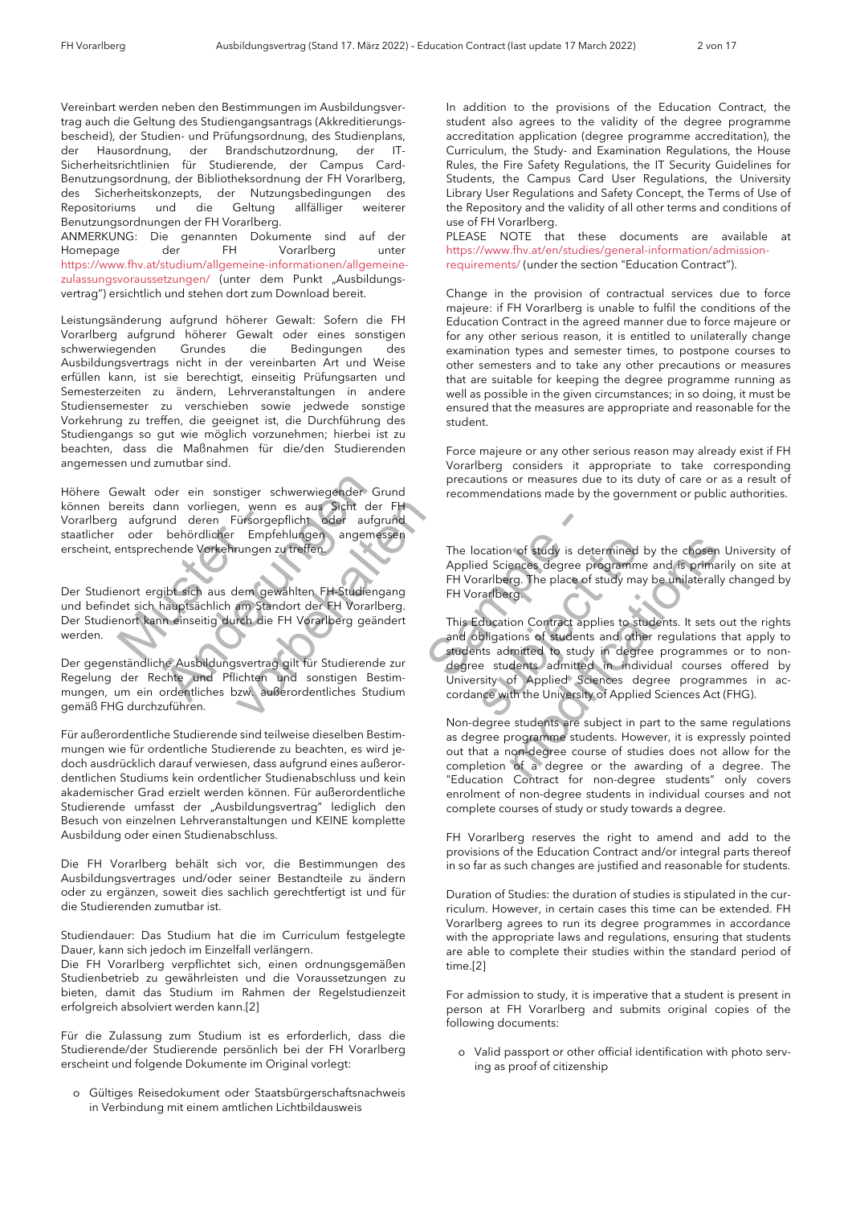Vereinbart werden neben den Bestimmungen im Ausbildungsvertrag auch die Geltung des Studiengangsantrags (Akkreditierungsbescheid), der Studien- und Prüfungsordnung, des Studienplans, der Hausordnung, der Brandschutzordnung, der IT-Sicherheitsrichtlinien für Studierende, der Campus Card-Benutzungsordnung, der Bibliotheksordnung der FH Vorarlberg, des Sicherheitskonzepts, der Nutzungsbedingungen des Repositoriums und die Geltung allfälliger weiterer Benutzungsordnungen der FH Vorarlberg.
ANMERKUNG: Die genannten Dokumente sind auf der Homepage der FH Vorarlberg unter https://www.fhv.at/studium/allgemeine-informationen/allgemeine-zulassungsvoraussetzungen/ (unter dem Punkt „Ausbildungsvertrag") ersichtlich und stehen dort zum Download bereit.

Leistungsänderung aufgrund höherer Gewalt: Sofern die FH Vorarlberg aufgrund höherer Gewalt oder eines sonstigen schwerwiegenden Grundes die Bedingungen des Ausbildungsvertrags nicht in der vereinbarten Art und Weise erfüllen kann, ist sie berechtigt, einseitig Prüfungsarten und Semesterzeiten zu ändern, Lehrveranstaltungen in andere Studiensemester zu verschieben sowie jedwede sonstige Vorkehrung zu treffen, die geeignet ist, die Durchführung des Studiengangs so gut wie möglich vorzunehmen; hierbei ist zu beachten, dass die Maßnahmen für die/den Studierenden angemessen und zumutbar sind.

Höhere Gewalt oder ein sonstiger schwerwiegender Grund können bereits dann vorliegen, wenn es aus Sicht der FH Vorarlberg aufgrund deren Fürsorgepflicht oder aufgrund staatlicher oder behördlicher Empfehlungen angemessen erscheint, entsprechende Vorkehrungen zu treffen.

Der Studienort ergibt sich aus dem gewählten FH-Studiengang und befindet sich hauptsächlich am Standort der FH Vorarlberg. Der Studienort kann einseitig durch die FH Vorarlberg geändert werden.

Der gegenständliche Ausbildungsvertrag gilt für Studierende zur Regelung der Rechte und Pflichten und sonstigen Bestimmungen, um ein ordentliches bzw. außerordentliches Studium gemäß FHG durchzuführen.

Für außerordentliche Studierende sind teilweise dieselben Bestimmungen wie für ordentliche Studierende zu beachten, es wird jedoch ausdrücklich darauf verwiesen, dass aufgrund eines außerordentlichen Studiums kein ordentlicher Studienabschluss und kein akademischer Grad erzielt werden können. Für außerordentliche Studierende umfasst der „Ausbildungsvertrag" lediglich den Besuch von einzelnen Lehrveranstaltungen und KEINE komplette Ausbildung oder einen Studienabschluss.

Die FH Vorarlberg behält sich vor, die Bestimmungen des Ausbildungsvertrages und/oder seiner Bestandteile zu ändern oder zu ergänzen, soweit dies sachlich gerechtfertigt ist und für die Studierenden zumutbar ist.

Studiendauer: Das Studium hat die im Curriculum festgelegte Dauer, kann sich jedoch im Einzelfall verlängern.
Die FH Vorarlberg verpflichtet sich, einen ordnungsgemäßen Studienbetrieb zu gewährleisten und die Voraussetzungen zu bieten, damit das Studium im Rahmen der Regelstudienzeit erfolgreich absolviert werden kann.[2]

Für die Zulassung zum Studium ist es erforderlich, dass die Studierende/der Studierende persönlich bei der FH Vorarlberg erscheint und folgende Dokumente im Original vorlegt:

- Gültiges Reisedokument oder Staatsbürgerschaftsnachweis in Verbindung mit einem amtlichen Lichtbildausweis

In addition to the provisions of the Education Contract, the student also agrees to the validity of the degree programme accreditation application (degree programme accreditation), the Curriculum, the Study- and Examination Regulations, the House Rules, the Fire Safety Regulations, the IT Security Guidelines for Students, the Campus Card User Regulations, the University Library User Regulations and Safety Concept, the Terms of Use of the Repository and the validity of all other terms and conditions of use of FH Vorarlberg.
PLEASE NOTE that these documents are available at https://www.fhv.at/en/studies/general-information/admission-requirements/ (under the section "Education Contract").

Change in the provision of contractual services due to force majeure: if FH Vorarlberg is unable to fulfil the conditions of the Education Contract in the agreed manner due to force majeure or for any other serious reason, it is entitled to unilaterally change examination types and semester times, to postpone courses to other semesters and to take any other precautions or measures that are suitable for keeping the degree programme running as well as possible in the given circumstances; in so doing, it must be ensured that the measures are appropriate and reasonable for the student.

Force majeure or any other serious reason may already exist if FH Vorarlberg considers it appropriate to take corresponding precautions or measures due to its duty of care or as a result of recommendations made by the government or public authorities.

The location of study is determined by the chosen University of Applied Sciences degree programme and is primarily on site at FH Vorarlberg. The place of study may be unilaterally changed by FH Vorarlberg.

This Education Contract applies to students. It sets out the rights and obligations of students and other regulations that apply to students admitted to study in degree programmes or to non-degree students admitted in individual courses offered by University of Applied Sciences degree programmes in accordance with the University of Applied Sciences Act (FHG).

Non-degree students are subject in part to the same regulations as degree programme students. However, it is expressly pointed out that a non-degree course of studies does not allow for the completion of a degree or the awarding of a degree. The "Education Contract for non-degree students" only covers enrolment of non-degree students in individual courses and not complete courses of study or study towards a degree.

FH Vorarlberg reserves the right to amend and add to the provisions of the Education Contract and/or integral parts thereof in so far as such changes are justified and reasonable for students.

Duration of Studies: the duration of studies is stipulated in the curriculum. However, in certain cases this time can be extended. FH Vorarlberg agrees to run its degree programmes in accordance with the appropriate laws and regulations, ensuring that students are able to complete their studies within the standard period of time.[2]

For admission to study, it is imperative that a student is present in person at FH Vorarlberg and submits original copies of the following documents:

- Valid passport or other official identification with photo serving as proof of citizenship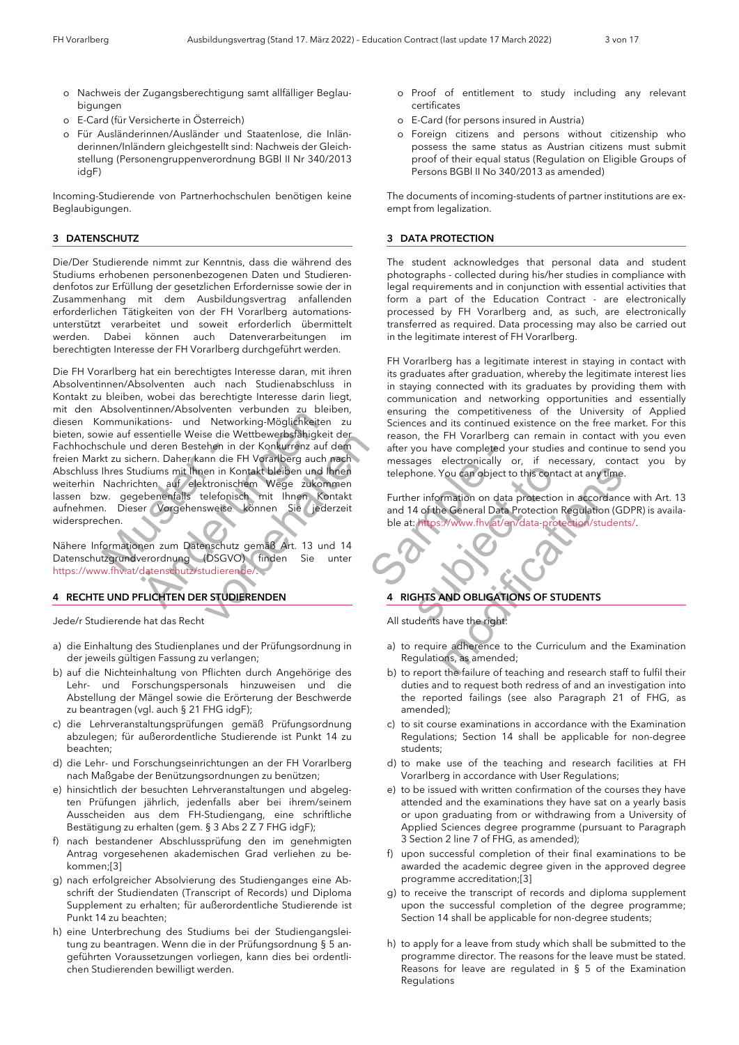- Nachweis der Zugangsberechtigung samt allfälliger Beglaubigungen
- E-Card (für Versicherte in Österreich)
- Für Ausländerinnen/Ausländer und Staatenlose, die Inländerinnen/Inländern gleichgestellt sind: Nachweis der Gleichstellung (Personengruppenverordnung BGBl II Nr 340/2013 idgF)

Incoming-Studierende von Partnerhochschulen benötigen keine Beglaubigungen.

## 3 DATENSCHUTZ

Die/Der Studierende nimmt zur Kenntnis, dass die während des Studiums erhobenen personenbezogenen Daten und Studierendenfotos zur Erfüllung der gesetzlichen Erfordernisse sowie der in Zusammenhang mit dem Ausbildungsvertrag anfallenden erforderlichen Tätigkeiten von der FH Vorarlberg automationsunterstützt verarbeitet und soweit erforderlich übermittelt werden. Dabei können auch Datenverarbeitungen im berechtigten Interesse der FH Vorarlberg durchgeführt werden.

Die FH Vorarlberg hat ein berechtigtes Interesse daran, mit ihren Absolventinnen/Absolventen auch nach Studienabschluss in Kontakt zu bleiben, wobei das berechtigte Interesse darin liegt, mit den Absolventinnen/Absolventen verbunden zu bleiben, diesen Kommunikations- und Networking-Möglichkeiten zu bieten, sowie auf essentielle Weise die Wettbewerbsfähigkeit der Fachhochschule und deren Bestehen in der Konkurrenz auf dem freien Markt zu sichern. Daher kann die FH Vorarlberg auch nach Abschluss Ihres Studiums mit Ihnen in Kontakt bleiben und Ihnen weiterhin Nachrichten auf elektronischem Wege zukommen lassen bzw. gegebenenfalls telefonisch mit Ihnen Kontakt aufnehmen. Dieser Vorgehensweise können Sie jederzeit widersprechen.

Nähere Informationen zum Datenschutz gemäß Art. 13 und 14 Datenschutzgrundverordnung (DSGVO) finden Sie unter https://www.fhv.at/datenschutz/studierende/.

## 4 RECHTE UND PFLICHTEN DER STUDIERENDEN

Jede/r Studierende hat das Recht

a) die Einhaltung des Studienplanes und der Prüfungsordnung in der jeweils gültigen Fassung zu verlangen;
b) auf die Nichteinhaltung von Pflichten durch Angehörige des Lehr- und Forschungspersonals hinzuweisen und die Abstellung der Mängel sowie die Erörterung der Beschwerde zu beantragen (vgl. auch § 21 FHG idgF);
c) die Lehrveranstaltungsprüfungen gemäß Prüfungsordnung abzulegen; für außerordentliche Studierende ist Punkt 14 zu beachten;
d) die Lehr- und Forschungseinrichtungen an der FH Vorarlberg nach Maßgabe der Benützungsordnungen zu benützen;
e) hinsichtlich der besuchten Lehrveranstaltungen und abgelegten Prüfungen jährlich, jedenfalls aber bei ihrem/seinem Ausscheiden aus dem FH-Studiengang, eine schriftliche Bestätigung zu erhalten (gem. § 3 Abs 2 Z 7 FHG idgF);
f) nach bestandener Abschlussprüfung den im genehmigten Antrag vorgesehenen akademischen Grad verliehen zu bekommen;[3]
g) nach erfolgreicher Absolvierung des Studienganges eine Abschrift der Studiendaten (Transcript of Records) und Diploma Supplement zu erhalten; für außerordentliche Studierende ist Punkt 14 zu beachten;
h) eine Unterbrechung des Studiums bei der Studiengangsleitung zu beantragen. Wenn die in der Prüfungsordnung § 5 angeführten Voraussetzungen vorliegen, kann dies bei ordentlichen Studierenden bewilligt werden.

- Proof of entitlement to study including any relevant certificates
- E-Card (for persons insured in Austria)
- Foreign citizens and persons without citizenship who possess the same status as Austrian citizens must submit proof of their equal status (Regulation on Eligible Groups of Persons BGBl II No 340/2013 as amended)

The documents of incoming-students of partner institutions are exempt from legalization.

## 3 DATA PROTECTION

The student acknowledges that personal data and student photographs - collected during his/her studies in compliance with legal requirements and in conjunction with essential activities that form a part of the Education Contract - are electronically processed by FH Vorarlberg and, as such, are electronically transferred as required. Data processing may also be carried out in the legitimate interest of FH Vorarlberg.

FH Vorarlberg has a legitimate interest in staying in contact with its graduates after graduation, whereby the legitimate interest lies in staying connected with its graduates by providing them with communication and networking opportunities and essentially ensuring the competitiveness of the University of Applied Sciences and its continued existence on the free market. For this reason, the FH Vorarlberg can remain in contact with you even after you have completed your studies and continue to send you messages electronically or, if necessary, contact you by telephone. You can object to this contact at any time.

Further information on data protection in accordance with Art. 13 and 14 of the General Data Protection Regulation (GDPR) is available at: https://www.fhv.at/en/data-protection/students/.

## 4 RIGHTS AND OBLIGATIONS OF STUDENTS

All students have the right:

a) to require adherence to the Curriculum and the Examination Regulations, as amended;
b) to report the failure of teaching and research staff to fulfil their duties and to request both redress of and an investigation into the reported failings (see also Paragraph 21 of FHG, as amended);
c) to sit course examinations in accordance with the Examination Regulations; Section 14 shall be applicable for non-degree students;
d) to make use of the teaching and research facilities at FH Vorarlberg in accordance with User Regulations;
e) to be issued with written confirmation of the courses they have attended and the examinations they have sat on a yearly basis or upon graduating from or withdrawing from a University of Applied Sciences degree programme (pursuant to Paragraph 3 Section 2 line 7 of FHG, as amended);
f) upon successful completion of their final examinations to be awarded the academic degree given in the approved degree programme accreditation;[3]
g) to receive the transcript of records and diploma supplement upon the successful completion of the degree programme; Section 14 shall be applicable for non-degree students;
h) to apply for a leave from study which shall be submitted to the programme director. The reasons for the leave must be stated. Reasons for leave are regulated in § 5 of the Examination Regulations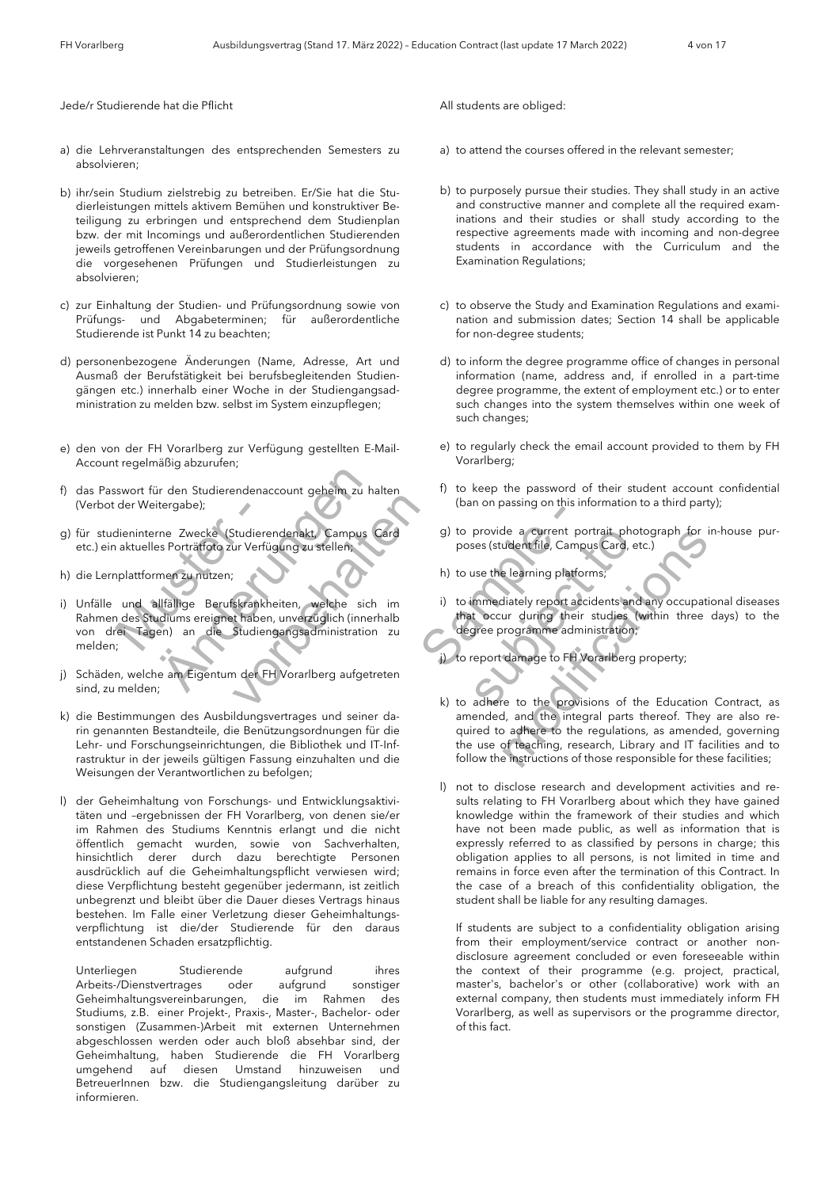Jede/r Studierende hat die Pflicht

a) die Lehrveranstaltungen des entsprechenden Semesters zu absolvieren;

b) ihr/sein Studium zielstrebig zu betreiben. Er/Sie hat die Studierleistungen mittels aktivem Bemühen und konstruktiver Beteiligung zu erbringen und entsprechend dem Studienplan bzw. der mit Incomings und außerordentlichen Studierenden jeweils getroffenen Vereinbarungen und der Prüfungsordnung die vorgesehenen Prüfungen und Studierleistungen zu absolvieren;

c) zur Einhaltung der Studien- und Prüfungsordnung sowie von Prüfungs- und Abgabeterminen; für außerordentliche Studierende ist Punkt 14 zu beachten;

d) personenbezogene Änderungen (Name, Adresse, Art und Ausmaß der Berufstätigkeit bei berufsbegleitenden Studiengängen etc.) innerhalb einer Woche in der Studiengangsadministration zu melden bzw. selbst im System einzupflegen;

e) den von der FH Vorarlberg zur Verfügung gestellten E-Mail-Account regelmäßig abzurufen;

f) das Passwort für den Studierendenaccount geheim zu halten (Verbot der Weitergabe);

g) für studieninterne Zwecke (Studierendenakt, Campus Card etc.) ein aktuelles Porträtfoto zur Verfügung zu stellen;

h) die Lernplattformen zu nutzen;

i) Unfälle und allfällige Berufskrankheiten, welche sich im Rahmen des Studiums ereignet haben, unverzüglich (innerhalb von drei Tagen) an die Studiengangsadministration zu melden;

j) Schäden, welche am Eigentum der FH Vorarlberg aufgetreten sind, zu melden;

k) die Bestimmungen des Ausbildungsvertrages und seiner darin genannten Bestandteile, die Benützungsordnungen für die Lehr- und Forschungseinrichtungen, die Bibliothek und IT-Infrastruktur in der jeweils gültigen Fassung einzuhalten und die Weisungen der Verantwortlichen zu befolgen;

l) der Geheimhaltung von Forschungs- und Entwicklungsaktivitäten und –ergebnissen der FH Vorarlberg, von denen sie/er im Rahmen des Studiums Kenntnis erlangt und die nicht öffentlich gemacht wurden, sowie von Sachverhalten, hinsichtlich derer durch dazu berechtigte Personen ausdrücklich auf die Geheimhaltungspflicht verwiesen wird; diese Verpflichtung besteht gegenüber jedermann, ist zeitlich unbegrenzt und bleibt über die Dauer dieses Vertrags hinaus bestehen. Im Falle einer Verletzung dieser Geheimhaltungsverpflichtung ist die/der Studierende für den daraus entstandenen Schaden ersatzpflichtig.

   Unterliegen Studierende aufgrund ihres Arbeits-/Dienstvertrages oder aufgrund sonstiger Geheimhaltungsvereinbarungen, die im Rahmen des Studiums, z.B. einer Projekt-, Praxis-, Master-, Bachelor- oder sonstigen (Zusammen-)Arbeit mit externen Unternehmen abgeschlossen werden oder auch bloß absehbar sind, der Geheimhaltung, haben Studierende die FH Vorarlberg umgehend auf diesen Umstand hinzuweisen und BetreuerInnen bzw. die Studiengangsleitung darüber zu informieren.

All students are obliged:

a) to attend the courses offered in the relevant semester;

b) to purposely pursue their studies. They shall study in an active and constructive manner and complete all the required examinations and their studies or shall study according to the respective agreements made with incoming and non-degree students in accordance with the Curriculum and the Examination Regulations;

c) to observe the Study and Examination Regulations and examination and submission dates; Section 14 shall be applicable for non-degree students;

d) to inform the degree programme office of changes in personal information (name, address and, if enrolled in a part-time degree programme, the extent of employment etc.) or to enter such changes into the system themselves within one week of such changes;

e) to regularly check the email account provided to them by FH Vorarlberg;

f) to keep the password of their student account confidential (ban on passing on this information to a third party);

g) to provide a current portrait photograph for in-house purposes (student file, Campus Card, etc.)

h) to use the learning platforms;

i) to immediately report accidents and any occupational diseases that occur during their studies (within three days) to the degree programme administration;

j) to report damage to FH Vorarlberg property;

k) to adhere to the provisions of the Education Contract, as amended, and the integral parts thereof. They are also required to adhere to the regulations, as amended, governing the use of teaching, research, Library and IT facilities and to follow the instructions of those responsible for these facilities;

l) not to disclose research and development activities and results relating to FH Vorarlberg about which they have gained knowledge within the framework of their studies and which have not been made public, as well as information that is expressly referred to as classified by persons in charge; this obligation applies to all persons, is not limited in time and remains in force even after the termination of this Contract. In the case of a breach of this confidentiality obligation, the student shall be liable for any resulting damages.

   If students are subject to a confidentiality obligation arising from their employment/service contract or another non-disclosure agreement concluded or even foreseeable within the context of their programme (e.g. project, practical, master's, bachelor's or other (collaborative) work with an external company, then students must immediately inform FH Vorarlberg, as well as supervisors or the programme director, of this fact.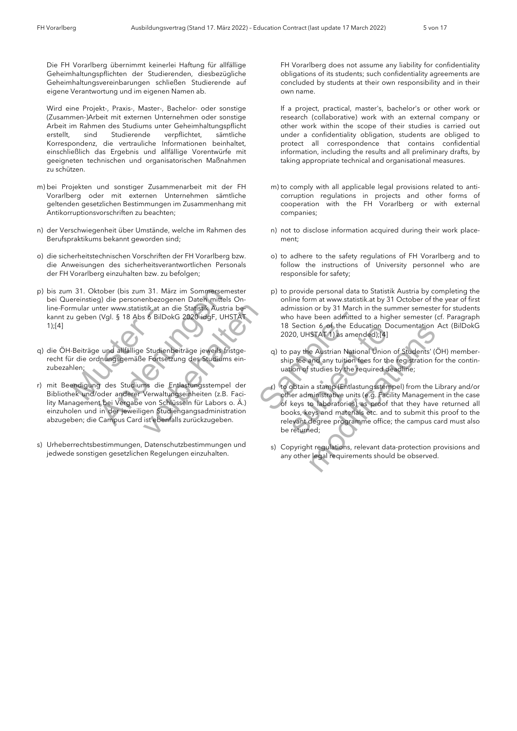Die FH Vorarlberg übernimmt keinerlei Haftung für allfällige Geheimhaltungspflichten der Studierenden, diesbezügliche Geheimhaltungsvereinbarungen schließen Studierende auf eigene Verantwortung und im eigenen Namen ab.

Wird eine Projekt-, Praxis-, Master-, Bachelor- oder sonstige (Zusammen-)Arbeit mit externen Unternehmen oder sonstige Arbeit im Rahmen des Studiums unter Geheimhaltungspflicht erstellt, sind Studierende verpflichtet, sämtliche Korrespondenz, die vertrauliche Informationen beinhaltet, einschließlich das Ergebnis und allfällige Vorentwürfe mit geeigneten technischen und organisatorischen Maßnahmen zu schützen.

m) bei Projekten und sonstiger Zusammenarbeit mit der FH Vorarlberg oder mit externen Unternehmen sämtliche geltenden gesetzlichen Bestimmungen im Zusammenhang mit Antikorruptionsvorschriften zu beachten;

n) der Verschwiegenheit über Umstände, welche im Rahmen des Berufspraktikums bekannt geworden sind;

o) die sicherheitstechnischen Vorschriften der FH Vorarlberg bzw. die Anweisungen des sicherheitsverantwortlichen Personals der FH Vorarlberg einzuhalten bzw. zu befolgen;

p) bis zum 31. Oktober (bis zum 31. März im Sommersemester bei Quereinstieg) die personenbezogenen Daten mittels Online-Formular unter www.statistik.at an die Statistik Austria bekannt zu geben (Vgl. § 18 Abs 6 BilDokG 2020 idgF, UHSTAT 1);[4]

q) die ÖH-Beiträge und allfällige Studienbeiträge jeweils fristgerecht für die ordnungsgemäße Fortsetzung des Studiums einzubezahlen;

r) mit Beendigung des Studiums die Entlastungsstempel der Bibliothek und/oder anderer Verwaltungseinheiten (z.B. Facility Management bei Vergabe von Schlüsseln für Labors o. Ä.) einzuholen und in der jeweiligen Studiengangsadministration abzugeben; die Campus Card ist ebenfalls zurückzugeben.

s) Urheberrechtsbestimmungen, Datenschutzbestimmungen und jedwede sonstigen gesetzlichen Regelungen einzuhalten.

FH Vorarlberg does not assume any liability for confidentiality obligations of its students; such confidentiality agreements are concluded by students at their own responsibility and in their own name.

If a project, practical, master's, bachelor's or other work or research (collaborative) work with an external company or other work within the scope of their studies is carried out under a confidentiality obligation, students are obliged to protect all correspondence that contains confidential information, including the results and all preliminary drafts, by taking appropriate technical and organisational measures.

m) to comply with all applicable legal provisions related to anti-corruption regulations in projects and other forms of cooperation with the FH Vorarlberg or with external companies;

n) not to disclose information acquired during their work placement;

o) to adhere to the safety regulations of FH Vorarlberg and to follow the instructions of University personnel who are responsible for safety;

p) to provide personal data to Statistik Austria by completing the online form at www.statistik.at by 31 October of the year of first admission or by 31 March in the summer semester for students who have been admitted to a higher semester (cf. Paragraph 18 Section 6 of the Education Documentation Act (BilDokG 2020, UHSTAT 1) as amended);[4]

q) to pay the Austrian National Union of Students' (ÖH) membership fee and any tuition fees for the registration for the continuation of studies by the required deadline;

r) to obtain a stamp (Entlastungsstempel) from the Library and/or other administrative units (e.g. Facility Management in the case of keys to laboratories) as proof that they have returned all books, keys and materials etc. and to submit this proof to the relevant degree programme office; the campus card must also be returned;

s) Copyright regulations, relevant data-protection provisions and any other legal requirements should be observed.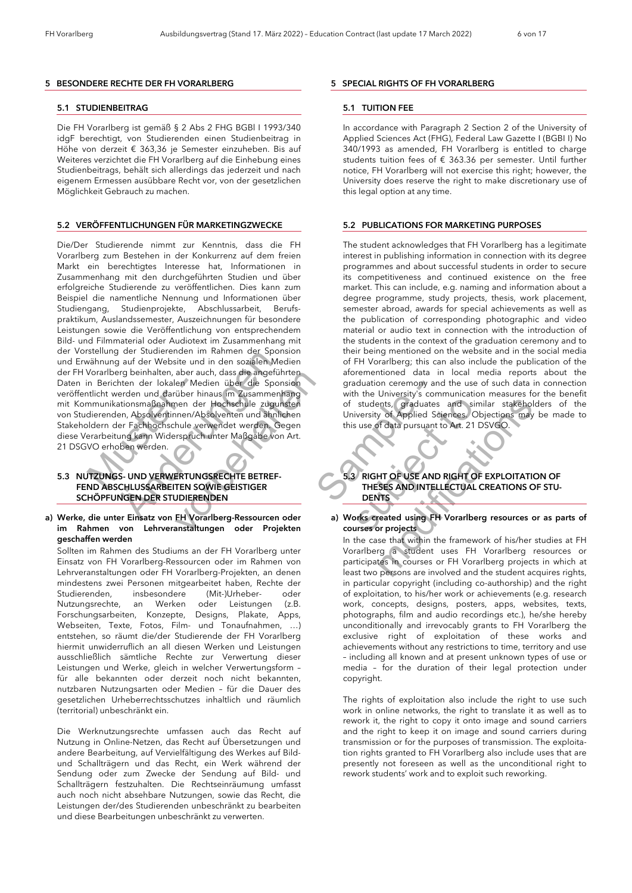## 5 BESONDERE RECHTE DER FH VORARLBERG

### 5.1 STUDIENBEITRAG

Die FH Vorarlberg ist gemäß § 2 Abs 2 FHG BGBl I 1993/340 idgF berechtigt, von Studierenden einen Studienbeitrag in Höhe von derzeit € 363,36 je Semester einzuheben. Bis auf Weiteres verzichtet die FH Vorarlberg auf die Einhebung eines Studienbeitrags, behält sich allerdings das jederzeit und nach eigenem Ermessen ausübbare Recht vor, von der gesetzlichen Möglichkeit Gebrauch zu machen.

### 5.2 VERÖFFENTLICHUNGEN FÜR MARKETINGZWECKE

Die/Der Studierende nimmt zur Kenntnis, dass die FH Vorarlberg zum Bestehen in der Konkurrenz auf dem freien Markt ein berechtigtes Interesse hat, Informationen in Zusammenhang mit den durchgeführten Studien und über erfolgreiche Studierende zu veröffentlichen. Dies kann zum Beispiel die namentliche Nennung und Informationen über Studiengang, Studienprojekte, Abschlussarbeit, Berufspraktikum, Auslandssemester, Auszeichnungen für besondere Leistungen sowie die Veröffentlichung von entsprechendem Bild- und Filmmaterial oder Audiotext im Zusammenhang mit der Vorstellung der Studierenden im Rahmen der Sponsion und Erwähnung auf der Website und in den sozialen Medien der FH Vorarlberg beinhalten, aber auch, dass die angeführten Daten in Berichten der lokalen Medien über die Sponsion veröffentlicht werden und darüber hinaus im Zusammenhang mit Kommunikationsmaßnahmen der Hochschule zugunsten von Studierenden, Absolventinnen/Absolventen und ähnlichen Stakeholdern der Fachhochschule verwendet werden. Gegen diese Verarbeitung kann Widerspruch unter Maßgabe von Art. 21 DSGVO erhoben werden.

### 5.3 NUTZUNGS- UND VERWERTUNGSRECHTE BETREFFEND ABSCHLUSSARBEITEN SOWIE GEISTIGER SCHÖPFUNGEN DER STUDIERENDEN

**a) Werke, die unter Einsatz von FH Vorarlberg-Ressourcen oder im Rahmen von Lehrveranstaltungen oder Projekten geschaffen werden**

Sollten im Rahmen des Studiums an der FH Vorarlberg unter Einsatz von FH Vorarlberg-Ressourcen oder im Rahmen von Lehrveranstaltungen oder FH Vorarlberg-Projekten, an denen mindestens zwei Personen mitgearbeitet haben, Rechte der Studierenden, insbesondere (Mit-)Urheber- oder Nutzungsrechte, an Werken oder Leistungen (z.B. Forschungsarbeiten, Konzepte, Designs, Plakate, Apps, Webseiten, Texte, Fotos, Film- und Tonaufnahmen, …) entstehen, so räumt die/der Studierende der FH Vorarlberg hiermit unwiderruflich an all diesen Werken und Leistungen ausschließlich sämtliche Rechte zur Verwertung dieser Leistungen und Werke, gleich in welcher Verwertungsform – für alle bekannten oder derzeit noch nicht bekannten, nutzbaren Nutzungsarten oder Medien – für die Dauer des gesetzlichen Urheberrechtsschutzes inhaltlich und räumlich (territorial) unbeschränkt ein.

Die Werknutzungsrechte umfassen auch das Recht auf Nutzung in Online-Netzen, das Recht auf Übersetzungen und andere Bearbeitung, auf Vervielfältigung des Werkes auf Bild- und Schallträgern und das Recht, ein Werk während der Sendung oder zum Zwecke der Sendung auf Bild- und Schallträgern festzuhalten. Die Rechtseinräumung umfasst auch noch nicht absehbare Nutzungen, sowie das Recht, die Leistungen der/des Studierenden unbeschränkt zu bearbeiten und diese Bearbeitungen unbeschränkt zu verwerten.

## 5 SPECIAL RIGHTS OF FH VORARLBERG

### 5.1 TUITION FEE

In accordance with Paragraph 2 Section 2 of the University of Applied Sciences Act (FHG), Federal Law Gazette I (BGBl I) No 340/1993 as amended, FH Vorarlberg is entitled to charge students tuition fees of € 363.36 per semester. Until further notice, FH Vorarlberg will not exercise this right; however, the University does reserve the right to make discretionary use of this legal option at any time.

### 5.2 PUBLICATIONS FOR MARKETING PURPOSES

The student acknowledges that FH Vorarlberg has a legitimate interest in publishing information in connection with its degree programmes and about successful students in order to secure its competitiveness and continued existence on the free market. This can include, e.g. naming and information about a degree programme, study projects, thesis, work placement, semester abroad, awards for special achievements as well as the publication of corresponding photographic and video material or audio text in connection with the introduction of the students in the context of the graduation ceremony and to their being mentioned on the website and in the social media of FH Vorarlberg; this can also include the publication of the aforementioned data in local media reports about the graduation ceremony and the use of such data in connection with the University's communication measures for the benefit of students, graduates and similar stakeholders of the University of Applied Sciences. Objections may be made to this use of data pursuant to Art. 21 DSVGO.

### 5.3 RIGHT OF USE AND RIGHT OF EXPLOITATION OF THESES AND INTELLECTUAL CREATIONS OF STUDENTS

**a) Works created using FH Vorarlberg resources or as parts of courses or projects**

In the case that within the framework of his/her studies at FH Vorarlberg a student uses FH Vorarlberg resources or participates in courses or FH Vorarlberg projects in which at least two persons are involved and the student acquires rights, in particular copyright (including co-authorship) and the right of exploitation, to his/her work or achievements (e.g. research work, concepts, designs, posters, apps, websites, texts, photographs, film and audio recordings etc.), he/she hereby unconditionally and irrevocably grants to FH Vorarlberg the exclusive right of exploitation of these works and achievements without any restrictions to time, territory and use – including all known and at present unknown types of use or media – for the duration of their legal protection under copyright.

The rights of exploitation also include the right to use such work in online networks, the right to translate it as well as to rework it, the right to copy it onto image and sound carriers and the right to keep it on image and sound carriers during transmission or for the purposes of transmission. The exploitation rights granted to FH Vorarlberg also include uses that are presently not foreseen as well as the unconditional right to rework students' work and to exploit such reworking.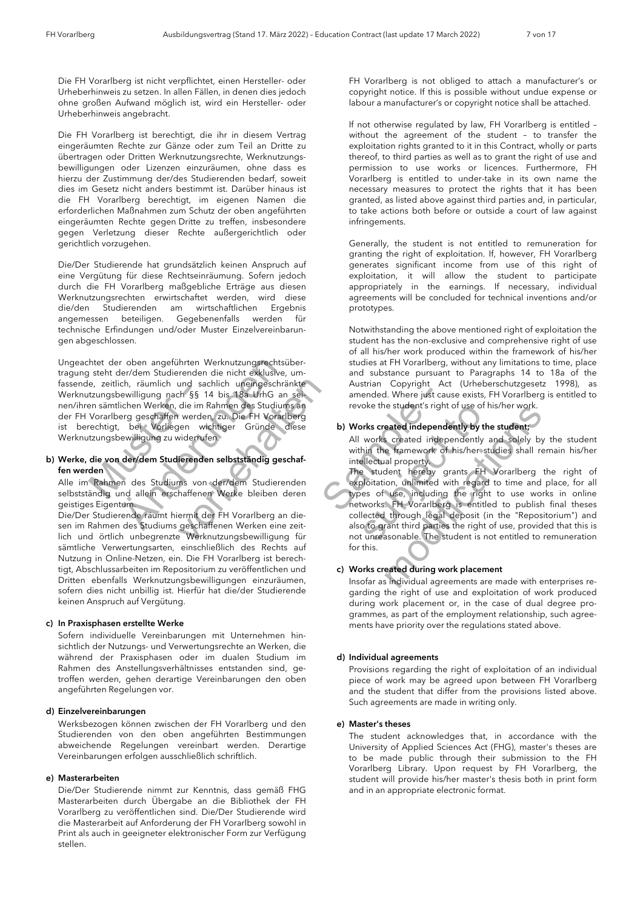Die FH Vorarlberg ist nicht verpflichtet, einen Hersteller- oder Urheberhinweis zu setzen. In allen Fällen, in denen dies jedoch ohne großen Aufwand möglich ist, wird ein Hersteller- oder Urheberhinweis angebracht.

Die FH Vorarlberg ist berechtigt, die ihr in diesem Vertrag eingeräumten Rechte zur Gänze oder zum Teil an Dritte zu übertragen oder Dritten Werknutzungsrechte, Werknutzungsbewilligungen oder Lizenzen einzuräumen, ohne dass es hierzu der Zustimmung der/des Studierenden bedarf, soweit dies im Gesetz nicht anders bestimmt ist. Darüber hinaus ist die FH Vorarlberg berechtigt, im eigenen Namen die erforderlichen Maßnahmen zum Schutz der oben angeführten eingeräumten Rechte gegen Dritte zu treffen, insbesondere gegen Verletzung dieser Rechte außergerichtlich oder gerichtlich vorzugehen.

Die/Der Studierende hat grundsätzlich keinen Anspruch auf eine Vergütung für diese Rechtseinräumung. Sofern jedoch durch die FH Vorarlberg maßgebliche Erträge aus diesen Werknutzungsrechten erwirtschaftet werden, wird diese die/den Studierenden am wirtschaftlichen Ergebnis angemessen beteiligen. Gegebenenfalls werden für technische Erfindungen und/oder Muster Einzelvereinbarungen abgeschlossen.

Ungeachtet der oben angeführten Werknutzungsrechtsübertragung steht der/dem Studierenden die nicht exklusive, umfassende, zeitlich, räumlich und sachlich uneingeschränkte Werknutzungsbewilligung nach §§ 14 bis 18a UrhG an seinen/ihren sämtlichen Werken, die im Rahmen des Studiums an der FH Vorarlberg geschaffen werden, zu. Die FH Vorarlberg ist berechtigt, bei Vorliegen wichtiger Gründe diese Werknutzungsbewilligung zu widerrufen.

**b) Werke, die von der/dem Studierenden selbstständig geschaffen werden**

Alle im Rahmen des Studiums von der/dem Studierenden selbstständig und allein erschaffenen Werke bleiben deren geistiges Eigentum.
Die/Der Studierende räumt hiermit der FH Vorarlberg an diesen im Rahmen des Studiums geschaffenen Werken eine zeitlich und örtlich unbegrenzte Werknutzungsbewilligung für sämtliche Verwertungsarten, einschließlich des Rechts auf Nutzung in Online-Netzen, ein. Die FH Vorarlberg ist berechtigt, Abschlussarbeiten im Repositorium zu veröffentlichen und Dritten ebenfalls Werknutzungsbewilligungen einzuräumen, sofern dies nicht unbillig ist. Hierfür hat die/der Studierende keinen Anspruch auf Vergütung.

**c) In Praxisphasen erstellte Werke**

Sofern individuelle Vereinbarungen mit Unternehmen hinsichtlich der Nutzungs- und Verwertungsrechte an Werken, die während der Praxisphasen oder im dualen Studium im Rahmen des Anstellungsverhältnisses entstanden sind, getroffen werden, gehen derartige Vereinbarungen den oben angeführten Regelungen vor.

**d) Einzelvereinbarungen**

Werksbezogen können zwischen der FH Vorarlberg und den Studierenden von den oben angeführten Bestimmungen abweichende Regelungen vereinbart werden. Derartige Vereinbarungen erfolgen ausschließlich schriftlich.

**e) Masterarbeiten**

Die/Der Studierende nimmt zur Kenntnis, dass gemäß FHG Masterarbeiten durch Übergabe an die Bibliothek der FH Vorarlberg zu veröffentlichen sind. Die/Der Studierende wird die Masterarbeit auf Anforderung der FH Vorarlberg sowohl in Print als auch in geeigneter elektronischer Form zur Verfügung stellen.

FH Vorarlberg is not obliged to attach a manufacturer's or copyright notice. If this is possible without undue expense or labour a manufacturer's or copyright notice shall be attached.

If not otherwise regulated by law, FH Vorarlberg is entitled – without the agreement of the student – to transfer the exploitation rights granted to it in this Contract, wholly or parts thereof, to third parties as well as to grant the right of use and permission to use works or licences. Furthermore, FH Vorarlberg is entitled to under-take in its own name the necessary measures to protect the rights that it has been granted, as listed above against third parties and, in particular, to take actions both before or outside a court of law against infringements.

Generally, the student is not entitled to remuneration for granting the right of exploitation. If, however, FH Vorarlberg generates significant income from use of this right of exploitation, it will allow the student to participate appropriately in the earnings. If necessary, individual agreements will be concluded for technical inventions and/or prototypes.

Notwithstanding the above mentioned right of exploitation the student has the non-exclusive and comprehensive right of use of all his/her work produced within the framework of his/her studies at FH Vorarlberg, without any limitations to time, place and substance pursuant to Paragraphs 14 to 18a of the Austrian Copyright Act (Urheberschutzgesetz 1998), as amended. Where just cause exists, FH Vorarlberg is entitled to revoke the student's right of use of his/her work.

**b) Works created independently by the student:**

All works created independently and solely by the student within the framework of his/her studies shall remain his/her intellectual property.
The student hereby grants FH Vorarlberg the right of exploitation, unlimited with regard to time and place, for all types of use, including the right to use works in online networks. FH Vorarlberg is entitled to publish final theses collected through legal deposit (in the "Repositorium") and also to grant third parties the right of use, provided that this is not unreasonable. The student is not entitled to remuneration for this.

**c) Works created during work placement**

Insofar as individual agreements are made with enterprises regarding the right of use and exploitation of work produced during work placement or, in the case of dual degree programmes, as part of the employment relationship, such agreements have priority over the regulations stated above.

**d) Individual agreements**

Provisions regarding the right of exploitation of an individual piece of work may be agreed upon between FH Vorarlberg and the student that differ from the provisions listed above. Such agreements are made in writing only.

**e) Master's theses**

The student acknowledges that, in accordance with the University of Applied Sciences Act (FHG), master's theses are to be made public through their submission to the FH Vorarlberg Library. Upon request by FH Vorarlberg, the student will provide his/her master's thesis both in print form and in an appropriate electronic format.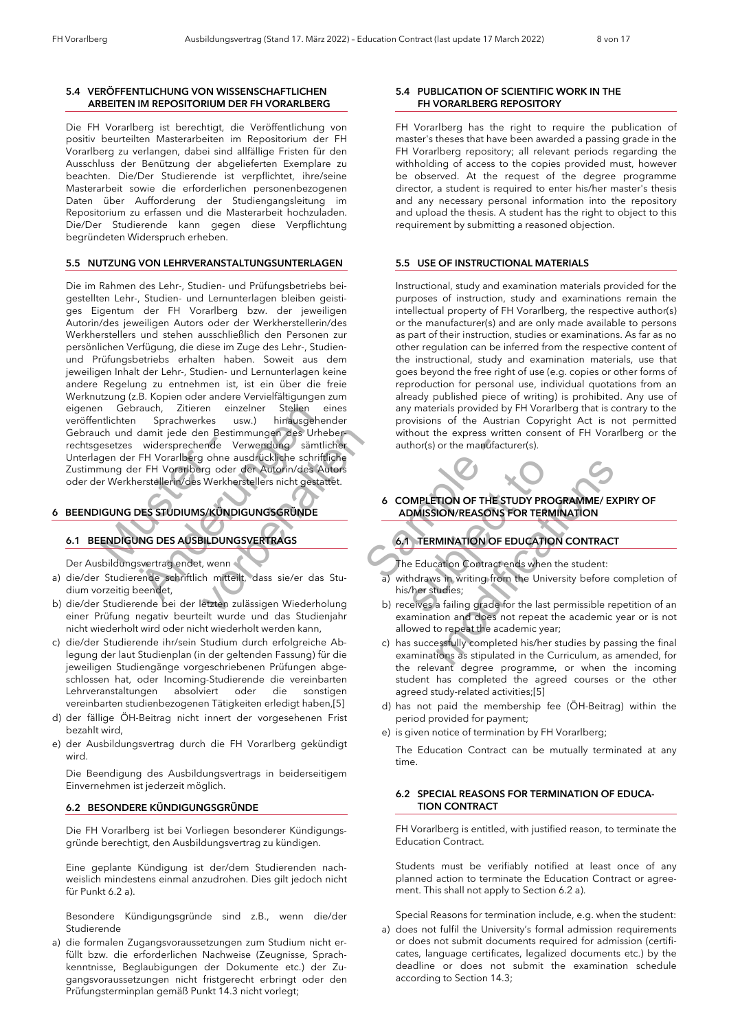## 5.4 VERÖFFENTLICHUNG VON WISSENSCHAFTLICHEN ARBEITEN IM REPOSITORIUM DER FH VORARLBERG

Die FH Vorarlberg ist berechtigt, die Veröffentlichung von positiv beurteilten Masterarbeiten im Repositorium der FH Vorarlberg zu verlangen, dabei sind allfällige Fristen für den Ausschluss der Benützung der abgelieferten Exemplare zu beachten. Die/Der Studierende ist verpflichtet, ihre/seine Masterarbeit sowie die erforderlichen personenbezogenen Daten über Aufforderung der Studiengangsleitung im Repositorium zu erfassen und die Masterarbeit hochzuladen. Die/Der Studierende kann gegen diese Verpflichtung begründeten Widerspruch erheben.

## 5.5 NUTZUNG VON LEHRVERANSTALTUNGSUNTERLAGEN

Die im Rahmen des Lehr-, Studien- und Prüfungsbetriebs beigestellten Lehr-, Studien- und Lernunterlagen bleiben geistiges Eigentum der FH Vorarlberg bzw. der jeweiligen Autorin/des jeweiligen Autors oder der Werkherstellerin/des Werkherstellers und stehen ausschließlich den Personen zur persönlichen Verfügung, die diese im Zuge des Lehr-, Studien- und Prüfungsbetriebs erhalten haben. Soweit aus dem jeweiligen Inhalt der Lehr-, Studien- und Lernunterlagen keine andere Regelung zu entnehmen ist, ist ein über die freie Werknutzung (z.B. Kopien oder andere Vervielfältigungen zum eigenen Gebrauch, Zitieren einzelner Stellen eines veröffentlichten Sprachwerkes usw.) hinausgehender Gebrauch und damit jede den Bestimmungen des Urheberrechtsgesetzes widersprechende Verwendung sämtlicher Unterlagen der FH Vorarlberg ohne ausdrückliche schriftliche Zustimmung der FH Vorarlberg oder der Autorin/des Autors oder der Werkherstellerin/des Werkherstellers nicht gestattet.

# 6 BEENDIGUNG DES STUDIUMS/KÜNDIGUNGSGRÜNDE

## 6.1 BEENDIGUNG DES AUSBILDUNGSVERTRAGS

Der Ausbildungsvertrag endet, wenn

a) die/der Studierende schriftlich mitteilt, dass sie/er das Studium vorzeitig beendet,
b) die/der Studierende bei der letzten zulässigen Wiederholung einer Prüfung negativ beurteilt wurde und das Studienjahr nicht wiederholt wird oder nicht wiederholt werden kann,
c) die/der Studierende ihr/sein Studium durch erfolgreiche Ablegung der laut Studienplan (in der geltenden Fassung) für die jeweiligen Studiengänge vorgeschriebenen Prüfungen abgeschlossen hat, oder Incoming-Studierende die vereinbarten Lehrveranstaltungen absolviert oder die sonstigen vereinbarten studienbezogenen Tätigkeiten erledigt haben,[5]
d) der fällige ÖH-Beitrag nicht innert der vorgesehenen Frist bezahlt wird,
e) der Ausbildungsvertrag durch die FH Vorarlberg gekündigt wird.

Die Beendigung des Ausbildungsvertrags in beiderseitigem Einvernehmen ist jederzeit möglich.

## 6.2 BESONDERE KÜNDIGUNGSGRÜNDE

Die FH Vorarlberg ist bei Vorliegen besonderer Kündigungsgründe berechtigt, den Ausbildungsvertrag zu kündigen.

Eine geplante Kündigung ist der/dem Studierenden nachweislich mindestens einmal anzudrohen. Dies gilt jedoch nicht für Punkt 6.2 a).

Besondere Kündigungsgründe sind z.B., wenn die/der Studierende

a) die formalen Zugangsvoraussetzungen zum Studium nicht erfüllt bzw. die erforderlichen Nachweise (Zeugnisse, Sprachkenntnisse, Beglaubigungen der Dokumente etc.) der Zugangsvoraussetzungen nicht fristgerecht erbringt oder den Prüfungsterminplan gemäß Punkt 14.3 nicht vorlegt;

## 5.4 PUBLICATION OF SCIENTIFIC WORK IN THE FH VORARLBERG REPOSITORY

FH Vorarlberg has the right to require the publication of master's theses that have been awarded a passing grade in the FH Vorarlberg repository; all relevant periods regarding the withholding of access to the copies provided must, however be observed. At the request of the degree programme director, a student is required to enter his/her master's thesis and any necessary personal information into the repository and upload the thesis. A student has the right to object to this requirement by submitting a reasoned objection.

## 5.5 USE OF INSTRUCTIONAL MATERIALS

Instructional, study and examination materials provided for the purposes of instruction, study and examinations remain the intellectual property of FH Vorarlberg, the respective author(s) or the manufacturer(s) and are only made available to persons as part of their instruction, studies or examinations. As far as no other regulation can be inferred from the respective content of the instructional, study and examination materials, use that goes beyond the free right of use (e.g. copies or other forms of reproduction for personal use, individual quotations from an already published piece of writing) is prohibited. Any use of any materials provided by FH Vorarlberg that is contrary to the provisions of the Austrian Copyright Act is not permitted without the express written consent of FH Vorarlberg or the author(s) or the manufacturer(s).

# 6 COMPLETION OF THE STUDY PROGRAMME/ EXPIRY OF ADMISSION/REASONS FOR TERMINATION

## 6.1 TERMINATION OF EDUCATION CONTRACT

The Education Contract ends when the student:

a) withdraws in writing from the University before completion of his/her studies;
b) receives a failing grade for the last permissible repetition of an examination and does not repeat the academic year or is not allowed to repeat the academic year;
c) has successfully completed his/her studies by passing the final examinations as stipulated in the Curriculum, as amended, for the relevant degree programme, or when the incoming student has completed the agreed courses or the other agreed study-related activities;[5]
d) has not paid the membership fee (ÖH-Beitrag) within the period provided for payment;
e) is given notice of termination by FH Vorarlberg;

The Education Contract can be mutually terminated at any time.

## 6.2 SPECIAL REASONS FOR TERMINATION OF EDUCATION CONTRACT

FH Vorarlberg is entitled, with justified reason, to terminate the Education Contract.

Students must be verifiably notified at least once of any planned action to terminate the Education Contract or agreement. This shall not apply to Section 6.2 a).

Special Reasons for termination include, e.g. when the student:

a) does not fulfil the University's formal admission requirements or does not submit documents required for admission (certificates, language certificates, legalized documents etc.) by the deadline or does not submit the examination schedule according to Section 14.3;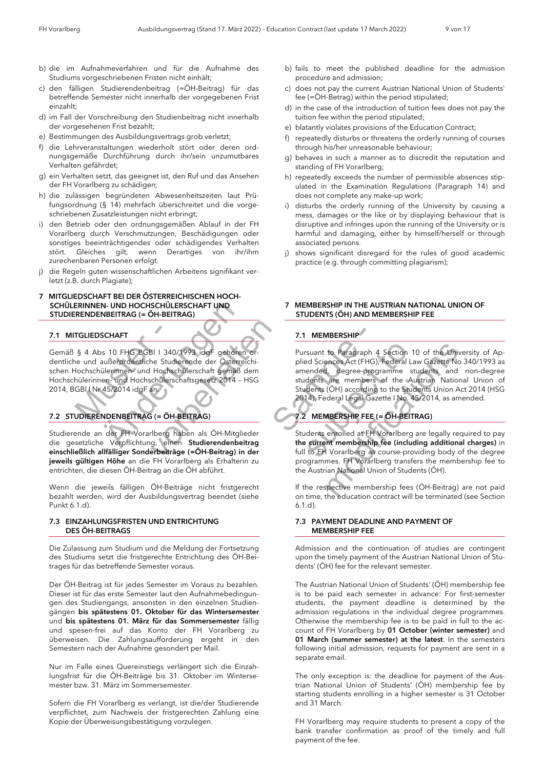b) die im Aufnahmeverfahren und für die Aufnahme des Studiums vorgeschriebenen Fristen nicht einhält;
c) den fälligen Studierendenbeitrag (=ÖH-Beitrag) für das betreffende Semester nicht innerhalb der vorgegebenen Frist einzahlt;
d) im Fall der Vorschreibung den Studienbeitrag nicht innerhalb der vorgesehenen Frist bezahlt;
e) Bestimmungen des Ausbildungsvertrags grob verletzt;
f) die Lehrveranstaltungen wiederholt stört oder deren ordnungsgemäße Durchführung durch ihr/sein unzumutbares Verhalten gefährdet;
g) ein Verhalten setzt, das geeignet ist, den Ruf und das Ansehen der FH Vorarlberg zu schädigen;
h) die zulässigen begründeten Abwesenheitszeiten laut Prüfungsordnung (§ 14) mehrfach überschreitet und die vorgeschriebenen Zusatzleistungen nicht erbringt;
i) den Betrieb oder den ordnungsgemäßen Ablauf in der FH Vorarlberg durch Verschmutzungen, Beschädigungen oder sonstiges beeinträchtigendes oder schädigendes Verhalten stört. Gleiches gilt, wenn Derartiges von ihr/ihm zurechenbaren Personen erfolgt.
j) die Regeln guten wissenschaftlichen Arbeitens signifikant verletzt (z.B. durch Plagiate);

b) fails to meet the published deadline for the admission procedure and admission;
c) does not pay the current Austrian National Union of Students' fee (=ÖH-Betrag) within the period stipulated;
d) in the case of the introduction of tuition fees does not pay the tuition fee within the period stipulated;
e) blatantly violates provisions of the Education Contract;
f) repeatedly disturbs or threatens the orderly running of courses through his/her unreasonable behaviour;
g) behaves in such a manner as to discredit the reputation and standing of FH Vorarlberg;
h) repeatedly exceeds the number of permissible absences stipulated in the Examination Regulations (Paragraph 14) and does not complete any make-up work;
i) disturbs the orderly running of the University by causing a mess, damages or the like or by displaying behaviour that is disruptive and infringes upon the running of the University or is harmful and damaging, either by himself/herself or through associated persons.
j) shows significant disregard for the rules of good academic practice (e.g. through committing plagiarism);

## 7 MITGLIEDSCHAFT BEI DER ÖSTERREICHISCHEN HOCHSCHÜLERINNEN- UND HOCHSCHÜLERSCHAFT UND STUDIERENDENBEITRAG (= ÖH-BEITRAG)

### 7.1 MITGLIEDSCHAFT

Gemäß § 4 Abs 10 FHG BGBl I 340/1993 idgF gehören ordentliche und außerordentliche Studierende der Österreichischen Hochschülerinnen- und Hochschülerschaft gemäß dem Hochschülerinnen- und Hochschülerschaftsgesetz 2014 – HSG 2014, BGBl I Nr 45/2014 idgF an.

### 7.2 STUDIERENDENBEITRAG (= ÖH-BEITRAG)

Studierende an der FH Vorarlberg haben als ÖH-Mitglieder die gesetzliche Verpflichtung, einen **Studierendenbeitrag einschließlich allfälliger Sonderbeiträge (=ÖH-Beitrag) in der jeweils gültigen Höhe** an die FH Vorarlberg als Erhalterin zu entrichten, die diesen ÖH-Beitrag an die ÖH abführt.

Wenn die jeweils fälligen ÖH-Beiträge nicht fristgerecht bezahlt werden, wird der Ausbildungsvertrag beendet (siehe Punkt 6.1.d).

### 7.3 EINZAHLUNGSFRISTEN UND ENTRICHTUNG DES ÖH-BEITRAGS

Die Zulassung zum Studium und die Meldung der Fortsetzung des Studiums setzt die fristgerechte Entrichtung des ÖH-Beitrages für das betreffende Semester voraus.

Der ÖH-Beitrag ist für jedes Semester im Voraus zu bezahlen. Dieser ist für das erste Semester laut den Aufnahmebedingungen des Studiengangs, ansonsten in den einzelnen Studiengängen **bis spätestens 01. Oktober für das Wintersemester** und **bis spätestens 01. März für das Sommersemester** fällig und spesen-frei auf das Konto der FH Vorarlberg zu überweisen. Die Zahlungsaufforderung ergeht in den Semestern nach der Aufnahme gesondert per Mail.

Nur im Falle eines Quereinstiegs verlängert sich die Einzahlungsfrist für die ÖH-Beiträge bis 31. Oktober im Wintersemester bzw. 31. März im Sommersemester.

Sofern die FH Vorarlberg es verlangt, ist die/der Studierende verpflichtet, zum Nachweis der fristgerechten Zahlung eine Kopie der Überweisungsbestätigung vorzulegen.

## 7 MEMBERSHIP IN THE AUSTRIAN NATIONAL UNION OF STUDENTS (ÖH) AND MEMBERSHIP FEE

### 7.1 MEMBERSHIP

Pursuant to Paragraph 4 Section 10 of the University of Applied Sciences Act (FHG), Federal Law Gazette No 340/1993 as amended, degree-programme students and non-degree students are members of the Austrian National Union of Students (ÖH) according to the Students Union Act 2014 (HSG 2014), Federal Legal Gazette I No. 45/2014, as amended.

### 7.2 MEMBERSHIP FEE (= ÖH-BEITRAG)

Students enrolled at FH Vorarlberg are legally required to pay **the current membership fee (including additional charges)** in full to FH Vorarlberg as course-providing body of the degree programmes. FH Vorarlberg transfers the membership fee to the Austrian National Union of Students (ÖH).

If the respective membership fees (ÖH-Beitrag) are not paid on time, the education contract will be terminated (see Section 6.1.d).

### 7.3 PAYMENT DEADLINE AND PAYMENT OF MEMBERSHIP FEE

Admission and the continuation of studies are contingent upon the timely payment of the Austrian National Union of Students' (ÖH) fee for the relevant semester.

The Austrian National Union of Students' (ÖH) membership fee is to be paid each semester in advance: For first-semester students, the payment deadline is determined by the admission regulations in the individual degree programmes. Otherwise the membership fee is to be paid in full to the account of FH Vorarlberg by **01 October (winter semester)** and **01 March (summer semester) at the latest**. In the semesters following initial admission, requests for payment are sent in a separate email.

The only exception is: the deadline for payment of the Austrian National Union of Students' (ÖH) membership fee by starting students enrolling in a higher semester is 31 October and 31 March.

FH Vorarlberg may require students to present a copy of the bank transfer confirmation as proof of the timely and full payment of the fee.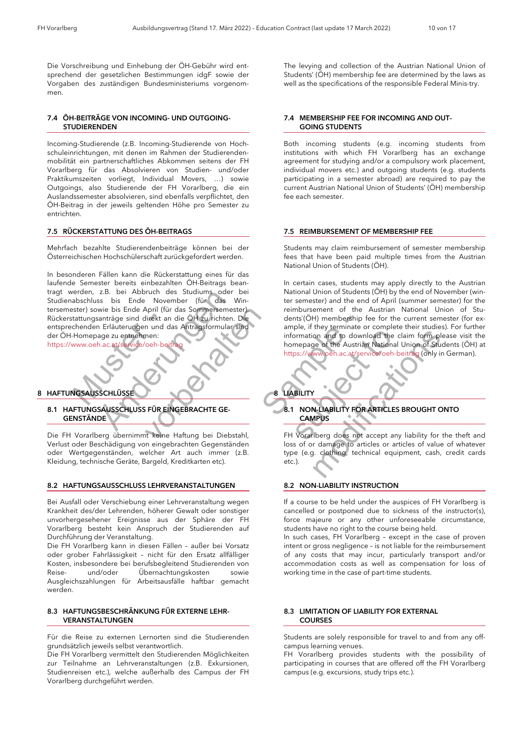Die Vorschreibung und Einhebung der ÖH-Gebühr wird entsprechend der gesetzlichen Bestimmungen idgF sowie der Vorgaben des zuständigen Bundesministeriums vorgenommen.

The levying and collection of the Austrian National Union of Students' (ÖH) membership fee are determined by the laws as well as the specifications of the responsible Federal Minis-try.

### 7.4 ÖH-BEITRÄGE VON INCOMING- UND OUTGOING-STUDIERENDEN

Incoming-Studierende (z.B. Incoming-Studierende von Hochschuleinrichtungen, mit denen im Rahmen der Studierendenmobilität ein partnerschaftliches Abkommen seitens der FH Vorarlberg für das Absolvieren von Studien- und/oder Praktikumszeiten vorliegt, Individual Movers, …) sowie Outgoings, also Studierende der FH Vorarlberg, die ein Auslandssemester absolvieren, sind ebenfalls verpflichtet, den ÖH-Beitrag in der jeweils geltenden Höhe pro Semester zu entrichten.

### 7.4 MEMBERSHIP FEE FOR INCOMING AND OUT-GOING STUDENTS

Both incoming students (e.g. incoming students from institutions with which FH Vorarlberg has an exchange agreement for studying and/or a compulsory work placement, individual movers etc.) and outgoing students (e.g. students participating in a semester abroad) are required to pay the current Austrian National Union of Students' (ÖH) membership fee each semester.

### 7.5 RÜCKERSTATTUNG DES ÖH-BEITRAGS

Mehrfach bezahlte Studierendenbeiträge können bei der Österreichischen Hochschülerschaft zurückgefordert werden.

In besonderen Fällen kann die Rückerstattung eines für das laufende Semester bereits einbezahlten ÖH-Beitrags beantragt werden, z.B. bei Abbruch des Studiums oder bei Studienabschluss bis Ende November (für das Wintersemester) sowie bis Ende April (für das Sommersemester). Rückerstattungsanträge sind direkt an die ÖH zu richten. Die entsprechenden Erläuterungen und das Antragsformular sind der ÖH-Homepage zu entnehmen:
https://www.oeh.ac.at/service/oeh-beitrag

### 7.5 REIMBURSEMENT OF MEMBERSHIP FEE

Students may claim reimbursement of semester membership fees that have been paid multiple times from the Austrian National Union of Students (ÖH).

In certain cases, students may apply directly to the Austrian National Union of Students (ÖH) by the end of November (winter semester) and the end of April (summer semester) for the reimbursement of the Austrian National Union of Students`(ÖH) membership fee for the current semester (for example, if they terminate or complete their studies). For further information and to download the claim form please visit the homepage of the Austrian National Union of Students (ÖH) at https://www.oeh.ac.at/service/oeh-beitrag (only in German).

## 8 HAFTUNGSAUSSCHLÜSSE

### 8.1 HAFTUNGSAUSSCHLUSS FÜR EINGEBRACHTE GEGENSTÄNDE

Die FH Vorarlberg übernimmt keine Haftung bei Diebstahl, Verlust oder Beschädigung von eingebrachten Gegenständen oder Wertgegenständen, welcher Art auch immer (z.B. Kleidung, technische Geräte, Bargeld, Kreditkarten etc).

## 8 LIABILITY

### 8.1 NON-LIABILITY FOR ARTICLES BROUGHT ONTO CAMPUS

FH Vorarlberg does not accept any liability for the theft and loss of or damage to articles or articles of value of whatever type (e.g. clothing, technical equipment, cash, credit cards etc.).

### 8.2 HAFTUNGSAUSSCHLUSS LEHRVERANSTALTUNGEN

Bei Ausfall oder Verschiebung einer Lehrveranstaltung wegen Krankheit des/der Lehrenden, höherer Gewalt oder sonstiger unvorhergesehener Ereignisse aus der Sphäre der FH Vorarlberg besteht kein Anspruch der Studierenden auf Durchführung der Veranstaltung.
Die FH Vorarlberg kann in diesen Fällen – außer bei Vorsatz oder grober Fahrlässigkeit – nicht für den Ersatz allfälliger Kosten, insbesondere bei berufsbegleitend Studierenden von Reise- und/oder Übernachtungskosten sowie Ausgleichszahlungen für Arbeitsausfälle haftbar gemacht werden.

### 8.2 NON-LIABILITY INSTRUCTION

If a course to be held under the auspices of FH Vorarlberg is cancelled or postponed due to sickness of the instructor(s), force majeure or any other unforeseeable circumstance, students have no right to the course being held.
In such cases, FH Vorarlberg – except in the case of proven intent or gross negligence – is not liable for the reimbursement of any costs that may incur, particularly transport and/or accommodation costs as well as compensation for loss of working time in the case of part-time students.

### 8.3 HAFTUNGSBESCHRÄNKUNG FÜR EXTERNE LEHRVERANSTALTUNGEN

Für die Reise zu externen Lernorten sind die Studierenden grundsätzlich jeweils selbst verantwortlich.
Die FH Vorarlberg vermittelt den Studierenden Möglichkeiten zur Teilnahme an Lehrveranstaltungen (z.B. Exkursionen, Studienreisen etc.), welche außerhalb des Campus der FH Vorarlberg durchgeführt werden.

### 8.3 LIMITATION OF LIABILITY FOR EXTERNAL COURSES

Students are solely responsible for travel to and from any off-campus learning venues.
FH Vorarlberg provides students with the possibility of participating in courses that are offered off the FH Vorarlberg campus (e.g. excursions, study trips etc.).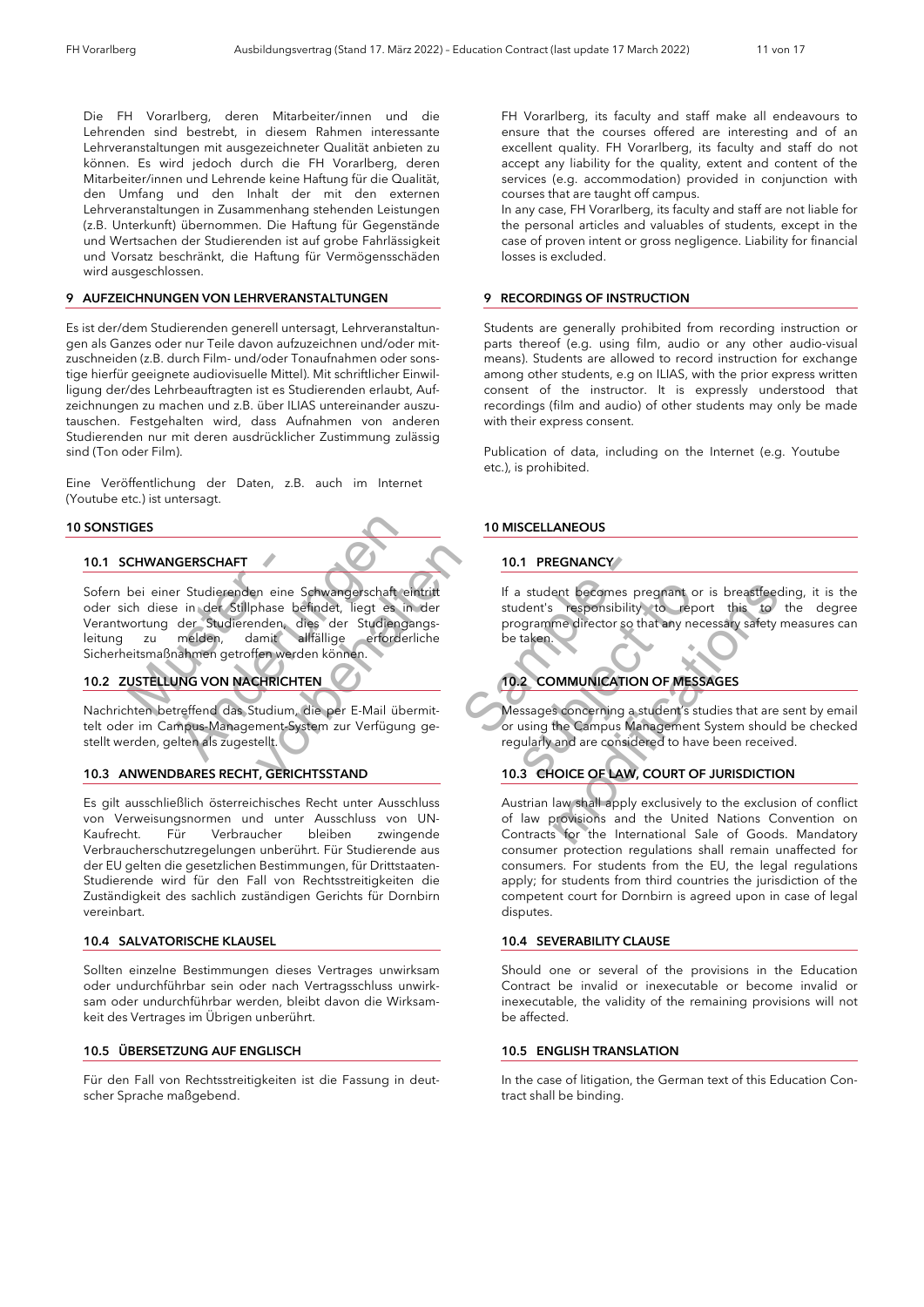Die FH Vorarlberg, deren Mitarbeiter/innen und die Lehrenden sind bestrebt, in diesem Rahmen interessante Lehrveranstaltungen mit ausgezeichneter Qualität anbieten zu können. Es wird jedoch durch die FH Vorarlberg, deren Mitarbeiter/innen und Lehrende keine Haftung für die Qualität, den Umfang und den Inhalt der mit den externen Lehrveranstaltungen in Zusammenhang stehenden Leistungen (z.B. Unterkunft) übernommen. Die Haftung für Gegenstände und Wertsachen der Studierenden ist auf grobe Fahrlässigkeit und Vorsatz beschränkt, die Haftung für Vermögensschäden wird ausgeschlossen.

FH Vorarlberg, its faculty and staff make all endeavours to ensure that the courses offered are interesting and of an excellent quality. FH Vorarlberg, its faculty and staff do not accept any liability for the quality, extent and content of the services (e.g. accommodation) provided in conjunction with courses that are taught off campus.
In any case, FH Vorarlberg, its faculty and staff are not liable for the personal articles and valuables of students, except in the case of proven intent or gross negligence. Liability for financial losses is excluded.

## 9 AUFZEICHNUNGEN VON LEHRVERANSTALTUNGEN

Es ist der/dem Studierenden generell untersagt, Lehrveranstaltungen als Ganzes oder nur Teile davon aufzuzeichnen und/oder mitzuschneiden (z.B. durch Film- und/oder Tonaufnahmen oder sonstige hierfür geeignete audiovisuelle Mittel). Mit schriftlicher Einwilligung der/des Lehrbeauftragten ist es Studierenden erlaubt, Aufzeichnungen zu machen und z.B. über ILIAS untereinander auszutauschen. Festgehalten wird, dass Aufnahmen von anderen Studierenden nur mit deren ausdrücklicher Zustimmung zulässig sind (Ton oder Film).

Eine Veröffentlichung der Daten, z.B. auch im Internet (Youtube etc.) ist untersagt.

## 9 RECORDINGS OF INSTRUCTION

Students are generally prohibited from recording instruction or parts thereof (e.g. using film, audio or any other audio-visual means). Students are allowed to record instruction for exchange among other students, e.g on ILIAS, with the prior express written consent of the instructor. It is expressly understood that recordings (film and audio) of other students may only be made with their express consent.

Publication of data, including on the Internet (e.g. Youtube etc.), is prohibited.

## 10 SONSTIGES

### 10.1 SCHWANGERSCHAFT

Sofern bei einer Studierenden eine Schwangerschaft eintritt oder sich diese in der Stillphase befindet, liegt es in der Verantwortung der Studierenden, dies der Studiengangsleitung zu melden, damit allfällige erforderliche Sicherheitsmaßnahmen getroffen werden können.

### 10.2 ZUSTELLUNG VON NACHRICHTEN

Nachrichten betreffend das Studium, die per E-Mail übermittelt oder im Campus-Management-System zur Verfügung gestellt werden, gelten als zugestellt.

### 10.3 ANWENDBARES RECHT, GERICHTSSTAND

Es gilt ausschließlich österreichisches Recht unter Ausschluss von Verweisungsnormen und unter Ausschluss von UN-Kaufrecht. Für Verbraucher bleiben zwingende Verbraucherschutzregelungen unberührt. Für Studierende aus der EU gelten die gesetzlichen Bestimmungen, für Drittstaaten-Studierende wird für den Fall von Rechtsstreitigkeiten die Zuständigkeit des sachlich zuständigen Gerichts für Dornbirn vereinbart.

### 10.4 SALVATORISCHE KLAUSEL

Sollten einzelne Bestimmungen dieses Vertrages unwirksam oder undurchführbar sein oder nach Vertragsschluss unwirksam oder undurchführbar werden, bleibt davon die Wirksamkeit des Vertrages im Übrigen unberührt.

### 10.5 ÜBERSETZUNG AUF ENGLISCH

Für den Fall von Rechtsstreitigkeiten ist die Fassung in deutscher Sprache maßgebend.

## 10 MISCELLANEOUS

### 10.1 PREGNANCY

If a student becomes pregnant or is breastfeeding, it is the student's responsibility to report this to the degree programme director so that any necessary safety measures can be taken.

### 10.2 COMMUNICATION OF MESSAGES

Messages concerning a student's studies that are sent by email or using the Campus Management System should be checked regularly and are considered to have been received.

### 10.3 CHOICE OF LAW, COURT OF JURISDICTION

Austrian law shall apply exclusively to the exclusion of conflict of law provisions and the United Nations Convention on Contracts for the International Sale of Goods. Mandatory consumer protection regulations shall remain unaffected for consumers. For students from the EU, the legal regulations apply; for students from third countries the jurisdiction of the competent court for Dornbirn is agreed upon in case of legal disputes.

### 10.4 SEVERABILITY CLAUSE

Should one or several of the provisions in the Education Contract be invalid or inexecutable or become invalid or inexecutable, the validity of the remaining provisions will not be affected.

### 10.5 ENGLISH TRANSLATION

In the case of litigation, the German text of this Education Contract shall be binding.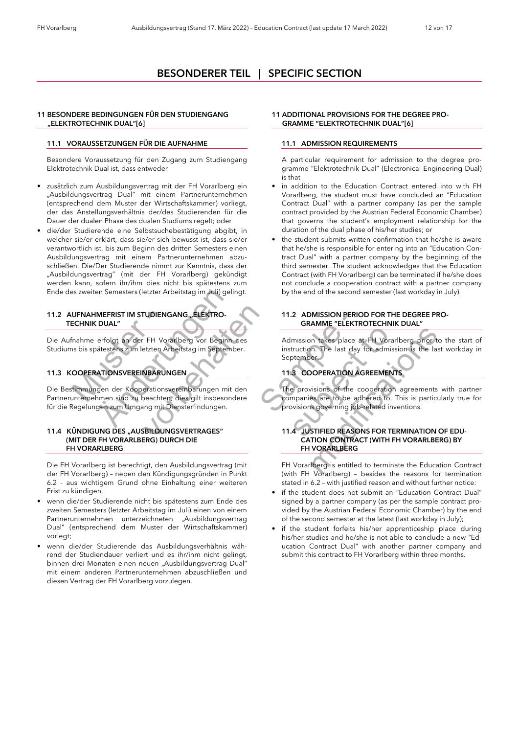# BESONDERER TEIL | SPECIFIC SECTION

## 11 BESONDERE BEDINGUNGEN FÜR DEN STUDIENGANG „ELEKTROTECHNIK DUAL"[6]

### 11.1 VORAUSSETZUNGEN FÜR DIE AUFNAHME

Besondere Voraussetzung für den Zugang zum Studiengang Elektrotechnik Dual ist, dass entweder

- zusätzlich zum Ausbildungsvertrag mit der FH Vorarlberg ein „Ausbildungsvertrag Dual" mit einem Partnerunternehmen (entsprechend dem Muster der Wirtschaftskammer) vorliegt, der das Anstellungsverhältnis der/des Studierenden für die Dauer der dualen Phase des dualen Studiums regelt; oder
- die/der Studierende eine Selbstsuchebestätigung abgibt, in welcher sie/er erklärt, dass sie/er sich bewusst ist, dass sie/er verantwortlich ist, bis zum Beginn des dritten Semesters einen Ausbildungsvertrag mit einem Partnerunternehmen abzuschließen. Die/Der Studierende nimmt zur Kenntnis, dass der „Ausbildungsvertrag" (mit der FH Vorarlberg) gekündigt werden kann, sofern ihr/ihm dies nicht bis spätestens zum Ende des zweiten Semesters (letzter Arbeitstag im Juli) gelingt.

### 11.2 AUFNAHMEFRIST IM STUDIENGANG „ELEKTROTECHNIK DUAL"

Die Aufnahme erfolgt an der FH Vorarlberg vor Beginn des Studiums bis spätestens zum letzten Arbeitstag im September.

### 11.3 KOOPERATIONSVEREINBARUNGEN

Die Bestimmungen der Kooperationsvereinbarungen mit den Partnerunternehmen sind zu beachten; dies gilt insbesondere für die Regelungen zum Umgang mit Diensterfindungen.

### 11.4 KÜNDIGUNG DES „AUSBILDUNGSVERTRAGES" (MIT DER FH VORARLBERG) DURCH DIE FH VORARLBERG

Die FH Vorarlberg ist berechtigt, den Ausbildungsvertrag (mit der FH Vorarlberg) – neben den Kündigungsgründen in Punkt 6.2 - aus wichtigem Grund ohne Einhaltung einer weiteren Frist zu kündigen,

- wenn die/der Studierende nicht bis spätestens zum Ende des zweiten Semesters (letzter Arbeitstag im Juli) einen von einem Partnerunternehmen unterzeichneten „Ausbildungsvertrag Dual" (entsprechend dem Muster der Wirtschaftskammer) vorlegt;
- wenn die/der Studierende das Ausbildungsverhältnis während der Studiendauer verliert und es ihr/ihm nicht gelingt, binnen drei Monaten einen neuen „Ausbildungsvertrag Dual" mit einem anderen Partnerunternehmen abzuschließen und diesen Vertrag der FH Vorarlberg vorzulegen.

## 11 ADDITIONAL PROVISIONS FOR THE DEGREE PROGRAMME "ELEKTROTECHNIK DUAL"[6]

### 11.1 ADMISSION REQUIREMENTS

A particular requirement for admission to the degree programme "Elektrotechnik Dual" (Electronical Engineering Dual) is that

- in addition to the Education Contract entered into with FH Vorarlberg, the student must have concluded an "Education Contract Dual" with a partner company (as per the sample contract provided by the Austrian Federal Economic Chamber) that governs the student's employment relationship for the duration of the dual phase of his/her studies; or
- the student submits written confirmation that he/she is aware that he/she is responsible for entering into an "Education Contract Dual" with a partner company by the beginning of the third semester. The student acknowledges that the Education Contract (with FH Vorarlberg) can be terminated if he/she does not conclude a cooperation contract with a partner company by the end of the second semester (last workday in July).

### 11.2 ADMISSION PERIOD FOR THE DEGREE PROGRAMME "ELEKTROTECHNIK DUAL"

Admission takes place at FH Vorarlberg prior to the start of instruction. The last day for admission is the last workday in September.

### 11.3 COOPERATION AGREEMENTS

The provisions of the cooperation agreements with partner companies are to be adhered to. This is particularly true for provisions governing job-related inventions.

### 11.4 JUSTIFIED REASONS FOR TERMINATION OF EDUCATION CONTRACT (WITH FH VORARLBERG) BY FH VORARLBERG

FH Vorarlberg is entitled to terminate the Education Contract (with FH Vorarlberg) – besides the reasons for termination stated in 6.2 – with justified reason and without further notice:

- if the student does not submit an "Education Contract Dual" signed by a partner company (as per the sample contract provided by the Austrian Federal Economic Chamber) by the end of the second semester at the latest (last workday in July);
- if the student forfeits his/her apprenticeship place during his/her studies and he/she is not able to conclude a new "Education Contract Dual" with another partner company and submit this contract to FH Vorarlberg within three months.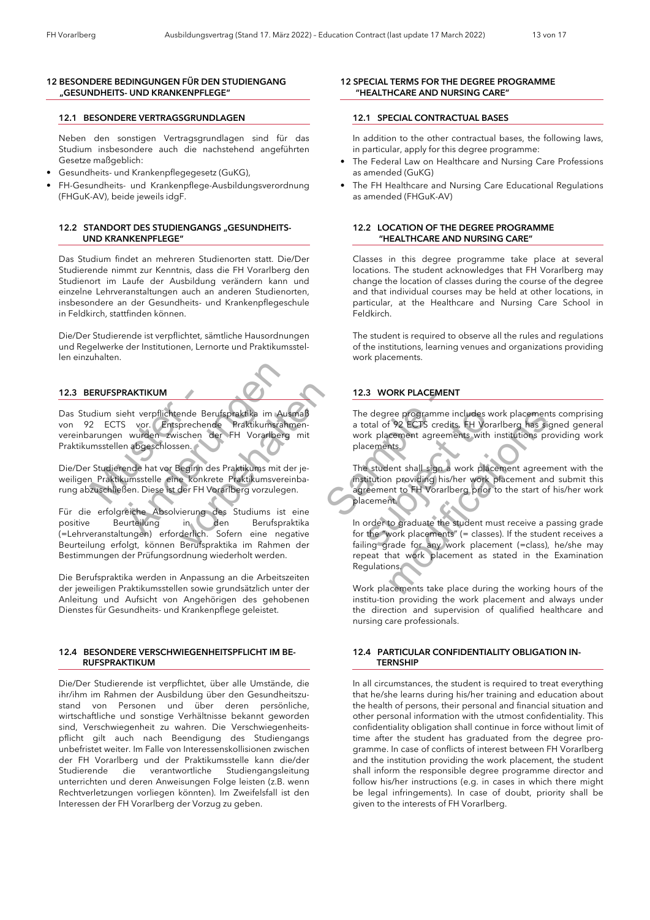## 12 BESONDERE BEDINGUNGEN FÜR DEN STUDIENGANG „GESUNDHEITS- UND KRANKENPFLEGE"

### 12.1 BESONDERE VERTRAGSGRUNDLAGEN

Neben den sonstigen Vertragsgrundlagen sind für das Studium insbesondere auch die nachstehend angeführten Gesetze maßgeblich:

- Gesundheits- und Krankenpflegegesetz (GuKG),
- FH-Gesundheits- und Krankenpflege-Ausbildungsverordnung (FHGuK-AV), beide jeweils idgF.

### 12.2 STANDORT DES STUDIENGANGS „GESUNDHEITS- UND KRANKENPFLEGE"

Das Studium findet an mehreren Studienorten statt. Die/Der Studierende nimmt zur Kenntnis, dass die FH Vorarlberg den Studienort im Laufe der Ausbildung verändern kann und einzelne Lehrveranstaltungen auch an anderen Studienorten, insbesondere an der Gesundheits- und Krankenpflegeschule in Feldkirch, stattfinden können.

Die/Der Studierende ist verpflichtet, sämtliche Hausordnungen und Regelwerke der Institutionen, Lernorte und Praktikumsstellen einzuhalten.

### 12.3 BERUFSPRAKTIKUM

Das Studium sieht verpflichtende Berufspraktika im Ausmaß von 92 ECTS vor. Entsprechende Praktikumsrahmenvereinbarungen wurden zwischen der FH Vorarlberg mit Praktikumsstellen abgeschlossen.

Die/Der Studierende hat vor Beginn des Praktikums mit der jeweiligen Praktikumsstelle eine konkrete Praktikumsvereinbarung abzuschließen. Diese ist der FH Vorarlberg vorzulegen.

Für die erfolgreiche Absolvierung des Studiums ist eine positive Beurteilung in den Berufspraktika (=Lehrveranstaltungen) erforderlich. Sofern eine negative Beurteilung erfolgt, können Berufspraktika im Rahmen der Bestimmungen der Prüfungsordnung wiederholt werden.

Die Berufspraktika werden in Anpassung an die Arbeitszeiten der jeweiligen Praktikumsstellen sowie grundsätzlich unter der Anleitung und Aufsicht von Angehörigen des gehobenen Dienstes für Gesundheits- und Krankenpflege geleistet.

### 12.4 BESONDERE VERSCHWIEGENHEITSPFLICHT IM BERUFSPRAKTIKUM

Die/Der Studierende ist verpflichtet, über alle Umstände, die ihr/ihm im Rahmen der Ausbildung über den Gesundheitszustand von Personen und über deren persönliche, wirtschaftliche und sonstige Verhältnisse bekannt geworden sind, Verschwiegenheit zu wahren. Die Verschwiegenheitspflicht gilt auch nach Beendigung des Studiengangs unbefristet weiter. Im Falle von Interessenskollisionen zwischen der FH Vorarlberg und der Praktikumsstelle kann die/der Studierende die verantwortliche Studiengangsleitung unterrichten und deren Anweisungen Folge leisten (z.B. wenn Rechtverletzungen vorliegen könnten). Im Zweifelsfall ist den Interessen der FH Vorarlberg der Vorzug zu geben.

## 12 SPECIAL TERMS FOR THE DEGREE PROGRAMME "HEALTHCARE AND NURSING CARE"

### 12.1 SPECIAL CONTRACTUAL BASES

In addition to the other contractual bases, the following laws, in particular, apply for this degree programme:

- The Federal Law on Healthcare and Nursing Care Professions as amended (GuKG)
- The FH Healthcare and Nursing Care Educational Regulations as amended (FHGuK-AV)

### 12.2 LOCATION OF THE DEGREE PROGRAMME "HEALTHCARE AND NURSING CARE"

Classes in this degree programme take place at several locations. The student acknowledges that FH Vorarlberg may change the location of classes during the course of the degree and that individual courses may be held at other locations, in particular, at the Healthcare and Nursing Care School in Feldkirch.

The student is required to observe all the rules and regulations of the institutions, learning venues and organizations providing work placements.

### 12.3 WORK PLACEMENT

The degree programme includes work placements comprising a total of 92 ECTS credits. FH Vorarlberg has signed general work placement agreements with institutions providing work placements.

The student shall sign a work placement agreement with the institution providing his/her work placement and submit this agreement to FH Vorarlberg prior to the start of his/her work placement.

In order to graduate the student must receive a passing grade for the "work placements" (= classes). If the student receives a failing grade for any work placement (=class), he/she may repeat that work placement as stated in the Examination Regulations.

Work placements take place during the working hours of the institu-tion providing the work placement and always under the direction and supervision of qualified healthcare and nursing care professionals.

### 12.4 PARTICULAR CONFIDENTIALITY OBLIGATION INTERNSHIP

In all circumstances, the student is required to treat everything that he/she learns during his/her training and education about the health of persons, their personal and financial situation and other personal information with the utmost confidentiality. This confidentiality obligation shall continue in force without limit of time after the student has graduated from the degree programme. In case of conflicts of interest between FH Vorarlberg and the institution providing the work placement, the student shall inform the responsible degree programme director and follow his/her instructions (e.g. in cases in which there might be legal infringements). In case of doubt, priority shall be given to the interests of FH Vorarlberg.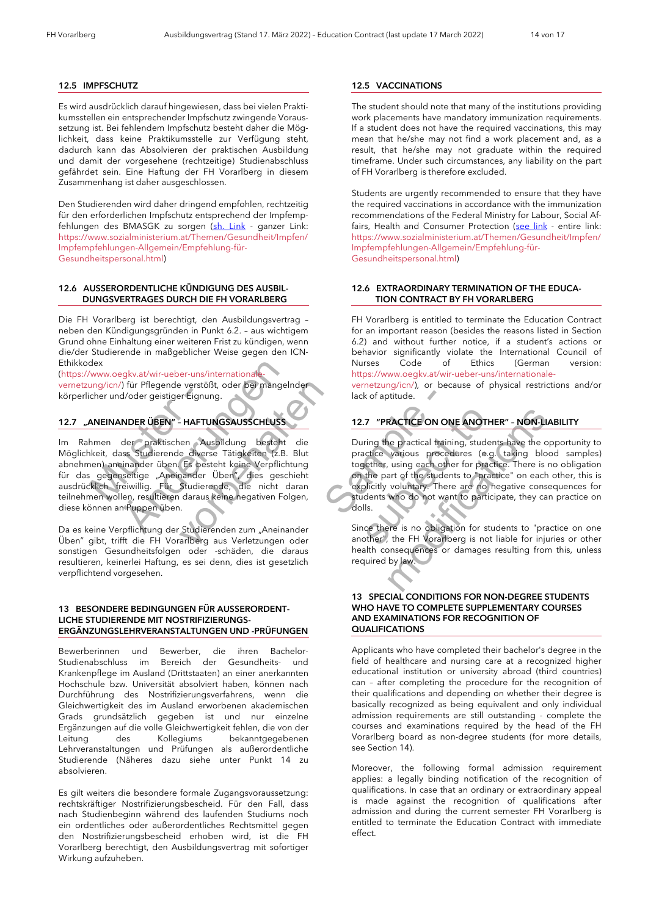## 12.5 IMPFSCHUTZ

Es wird ausdrücklich darauf hingewiesen, dass bei vielen Praktikumsstellen ein entsprechender Impfschutz zwingende Voraussetzung ist. Bei fehlendem Impfschutz besteht daher die Möglichkeit, dass keine Praktikumsstelle zur Verfügung steht, dadurch kann das Absolvieren der praktischen Ausbildung und damit der vorgesehene (rechtzeitige) Studienabschluss gefährdet sein. Eine Haftung der FH Vorarlberg in diesem Zusammenhang ist daher ausgeschlossen.

Den Studierenden wird daher dringend empfohlen, rechtzeitig für den erforderlichen Impfschutz entsprechend der Impfempfehlungen des BMASGK zu sorgen (sh. Link - ganzer Link: https://www.sozialministerium.at/Themen/Gesundheit/Impfen/Impfempfehlungen-Allgemein/Empfehlung-für-Gesundheitspersonal.html)

## 12.6 AUSSERORDENTLICHE KÜNDIGUNG DES AUSBILDUNGSVERTRAGES DURCH DIE FH VORARLBERG

Die FH Vorarlberg ist berechtigt, den Ausbildungsvertrag – neben den Kündigungsgründen in Punkt 6.2. – aus wichtigem Grund ohne Einhaltung einer weiteren Frist zu kündigen, wenn die/der Studierende in maßgeblicher Weise gegen den ICN-Ethikkodex (https://www.oegkv.at/wir-ueber-uns/internationale-vernetzung/icn/) für Pflegende verstößt, oder bei mangelnder körperlicher und/oder geistiger Eignung.

## 12.7 „ANEINANDER ÜBEN" – HAFTUNGSAUSSCHLUSS

Im Rahmen der praktischen Ausbildung besteht die Möglichkeit, dass Studierende diverse Tätigkeiten (z.B. Blut abnehmen) aneinander üben. Es besteht keine Verpflichtung für das gegenseitige „Aneinander Üben", dies geschieht ausdrücklich freiwillig. Für Studierende, die nicht daran teilnehmen wollen, resultieren daraus keine negativen Folgen, diese können an Puppen üben.

Da es keine Verpflichtung der Studierenden zum „Aneinander Üben" gibt, trifft die FH Vorarlberg aus Verletzungen oder sonstigen Gesundheitsfolgen oder -schäden, die daraus resultieren, keinerlei Haftung, es sei denn, dies ist gesetzlich verpflichtend vorgesehen.

## 13 BESONDERE BEDINGUNGEN FÜR AUSSERORDENTLICHE STUDIERENDE MIT NOSTRIFIZIERUNGS-ERGÄNZUNGSLEHRVERANSTALTUNGEN UND -PRÜFUNGEN

Bewerberinnen und Bewerber, die ihren Bachelor-Studienabschluss im Bereich der Gesundheits- und Krankenpflege im Ausland (Drittstaaten) an einer anerkannten Hochschule bzw. Universität absolviert haben, können nach Durchführung des Nostrifizierungsverfahrens, wenn die Gleichwertigkeit des im Ausland erworbenen akademischen Grads grundsätzlich gegeben ist und nur einzelne Ergänzungen auf die volle Gleichwertigkeit fehlen, die von der Leitung des Kollegiums bekanntgegebenen Lehrveranstaltungen und Prüfungen als außerordentliche Studierende (Näheres dazu siehe unter Punkt 14 zu absolvieren.

Es gilt weiters die besondere formale Zugangsvoraussetzung: rechtskräftiger Nostrifizierungsbescheid. Für den Fall, dass nach Studienbeginn während des laufenden Studiums noch ein ordentliches oder außerordentliches Rechtsmittel gegen den Nostrifizierungsbescheid erhoben wird, ist die FH Vorarlberg berechtigt, den Ausbildungsvertrag mit sofortiger Wirkung aufzuheben.

## 12.5 VACCINATIONS

The student should note that many of the institutions providing work placements have mandatory immunization requirements. If a student does not have the required vaccinations, this may mean that he/she may not find a work placement and, as a result, that he/she may not graduate within the required timeframe. Under such circumstances, any liability on the part of FH Vorarlberg is therefore excluded.

Students are urgently recommended to ensure that they have the required vaccinations in accordance with the immunization recommendations of the Federal Ministry for Labour, Social Affairs, Health and Consumer Protection (see link - entire link: https://www.sozialministerium.at/Themen/Gesundheit/Impfen/Impfempfehlungen-Allgemein/Empfehlung-für-Gesundheitspersonal.html)

## 12.6 EXTRAORDINARY TERMINATION OF THE EDUCATION CONTRACT BY FH VORARLBERG

FH Vorarlberg is entitled to terminate the Education Contract for an important reason (besides the reasons listed in Section 6.2) and without further notice, if a student's actions or behavior significantly violate the International Council of Nurses Code of Ethics (German version: https://www.oegkv.at/wir-ueber-uns/internationale-vernetzung/icn/), or because of physical restrictions and/or lack of aptitude.

## 12.7 "PRACTICE ON ONE ANOTHER" – NON-LIABILITY

During the practical training, students have the opportunity to practice various procedures (e.g. taking blood samples) together, using each other for practice. There is no obligation on the part of the students to "practice" on each other, this is explicitly voluntary. There are no negative consequences for students who do not want to participate, they can practice on dolls.

Since there is no obligation for students to "practice on one another", the FH Vorarlberg is not liable for injuries or other health consequences or damages resulting from this, unless required by law.

## 13 SPECIAL CONDITIONS FOR NON-DEGREE STUDENTS WHO HAVE TO COMPLETE SUPPLEMENTARY COURSES AND EXAMINATIONS FOR RECOGNITION OF QUALIFICATIONS

Applicants who have completed their bachelor's degree in the field of healthcare and nursing care at a recognized higher educational institution or university abroad (third countries) can – after completing the procedure for the recognition of their qualifications and depending on whether their degree is basically recognized as being equivalent and only individual admission requirements are still outstanding - complete the courses and examinations required by the head of the FH Vorarlberg board as non-degree students (for more details, see Section 14).

Moreover, the following formal admission requirement applies: a legally binding notification of the recognition of qualifications. In case that an ordinary or extraordinary appeal is made against the recognition of qualifications after admission and during the current semester FH Vorarlberg is entitled to terminate the Education Contract with immediate effect.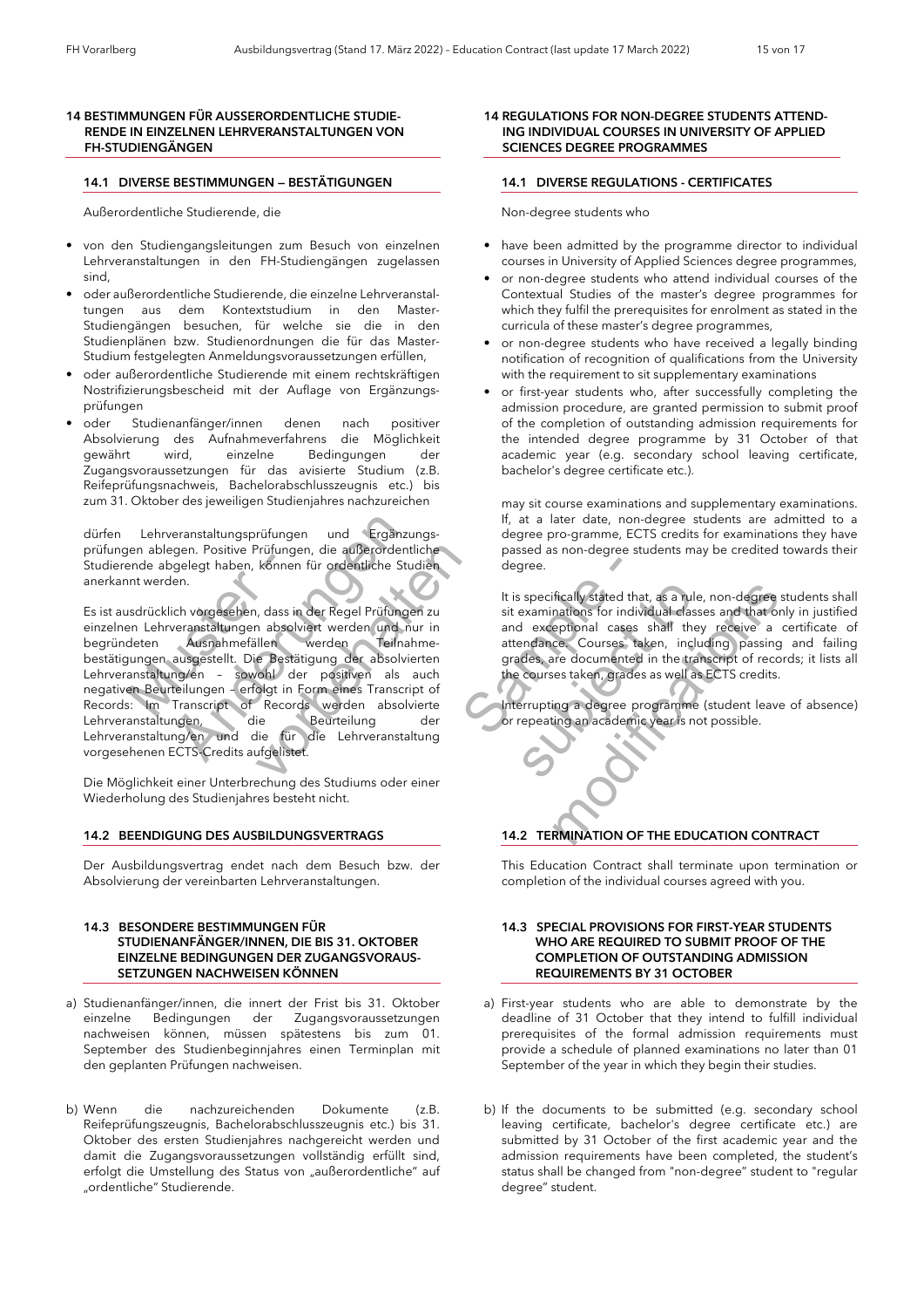## 14 BESTIMMUNGEN FÜR AUSSERORDENTLICHE STUDIERENDE IN EINZELNEN LEHRVERANSTALTUNGEN VON FH-STUDIENGÄNGEN

### 14.1 DIVERSE BESTIMMUNGEN – BESTÄTIGUNGEN

Außerordentliche Studierende, die

- von den Studiengangsleitungen zum Besuch von einzelnen Lehrveranstaltungen in den FH-Studiengängen zugelassen sind,
- oder außerordentliche Studierende, die einzelne Lehrveranstaltungen aus dem Kontextstudium in den Master-Studiengängen besuchen, für welche sie die in den Studienplänen bzw. Studienordnungen die für das Master-Studium festgelegten Anmeldungsvoraussetzungen erfüllen,
- oder außerordentliche Studierende mit einem rechtskräftigen Nostrifizierungsbescheid mit der Auflage von Ergänzungsprüfungen
- oder Studienanfänger/innen denen nach positiver Absolvierung des Aufnahmeverfahrens die Möglichkeit gewährt wird, einzelne Bedingungen der Zugangsvoraussetzungen für das avisierte Studium (z.B. Reifeprüfungsnachweis, Bachelorabschlusszeugnis etc.) bis zum 31. Oktober des jeweiligen Studienjahres nachzureichen

dürfen Lehrveranstaltungsprüfungen und Ergänzungsprüfungen ablegen. Positive Prüfungen, die außerordentliche Studierende abgelegt haben, können für ordentliche Studien anerkannt werden.

Es ist ausdrücklich vorgesehen, dass in der Regel Prüfungen zu einzelnen Lehrveranstaltungen absolviert werden und nur in begründeten Ausnahmefällen werden Teilnahmebestätigungen ausgestellt. Die Bestätigung der absolvierten Lehrveranstaltung/en – sowohl der positiven als auch negativen Beurteilungen – erfolgt in Form eines Transcript of Records: Im Transcript of Records werden absolvierte Lehrveranstaltungen, die Beurteilung der Lehrveranstaltung/en und die für die Lehrveranstaltung vorgesehenen ECTS-Credits aufgelistet.

Die Möglichkeit einer Unterbrechung des Studiums oder einer Wiederholung des Studienjahres besteht nicht.

### 14.2 BEENDIGUNG DES AUSBILDUNGSVERTRAGS

Der Ausbildungsvertrag endet nach dem Besuch bzw. der Absolvierung der vereinbarten Lehrveranstaltungen.

### 14.3 BESONDERE BESTIMMUNGEN FÜR STUDIENANFÄNGER/INNEN, DIE BIS 31. OKTOBER EINZELNE BEDINGUNGEN DER ZUGANGSVORAUSSETZUNGEN NACHWEISEN KÖNNEN

a) Studienanfänger/innen, die innert der Frist bis 31. Oktober einzelne Bedingungen der Zugangsvoraussetzungen nachweisen können, müssen spätestens bis zum 01. September des Studienbeginnjahres einen Terminplan mit den geplanten Prüfungen nachweisen.

b) Wenn die nachzureichenden Dokumente (z.B. Reifeprüfungszeugnis, Bachelorabschlusszeugnis etc.) bis 31. Oktober des ersten Studienjahres nachgereicht werden und damit die Zugangsvoraussetzungen vollständig erfüllt sind, erfolgt die Umstellung des Status von „außerordentliche" auf „ordentliche" Studierende.

## 14 REGULATIONS FOR NON-DEGREE STUDENTS ATTENDING INDIVIDUAL COURSES IN UNIVERSITY OF APPLIED SCIENCES DEGREE PROGRAMMES

### 14.1 DIVERSE REGULATIONS - CERTIFICATES

Non-degree students who

- have been admitted by the programme director to individual courses in University of Applied Sciences degree programmes,
- or non-degree students who attend individual courses of the Contextual Studies of the master's degree programmes for which they fulfil the prerequisites for enrolment as stated in the curricula of these master's degree programmes,
- or non-degree students who have received a legally binding notification of recognition of qualifications from the University with the requirement to sit supplementary examinations
- or first-year students who, after successfully completing the admission procedure, are granted permission to submit proof of the completion of outstanding admission requirements for the intended degree programme by 31 October of that academic year (e.g. secondary school leaving certificate, bachelor's degree certificate etc.).

may sit course examinations and supplementary examinations. If, at a later date, non-degree students are admitted to a degree pro-gramme, ECTS credits for examinations they have passed as non-degree students may be credited towards their degree.

It is specifically stated that, as a rule, non-degree students shall sit examinations for individual classes and that only in justified and exceptional cases shall they receive a certificate of attendance. Courses taken, including passing and failing grades, are documented in the transcript of records; it lists all the courses taken, grades as well as ECTS credits.

Interrupting a degree programme (student leave of absence) or repeating an academic year is not possible.

### 14.2 TERMINATION OF THE EDUCATION CONTRACT

This Education Contract shall terminate upon termination or completion of the individual courses agreed with you.

### 14.3 SPECIAL PROVISIONS FOR FIRST-YEAR STUDENTS WHO ARE REQUIRED TO SUBMIT PROOF OF THE COMPLETION OF OUTSTANDING ADMISSION REQUIREMENTS BY 31 OCTOBER

a) First-year students who are able to demonstrate by the deadline of 31 October that they intend to fulfill individual prerequisites of the formal admission requirements must provide a schedule of planned examinations no later than 01 September of the year in which they begin their studies.

b) If the documents to be submitted (e.g. secondary school leaving certificate, bachelor's degree certificate etc.) are submitted by 31 October of the first academic year and the admission requirements have been completed, the student's status shall be changed from "non-degree" student to "regular degree" student.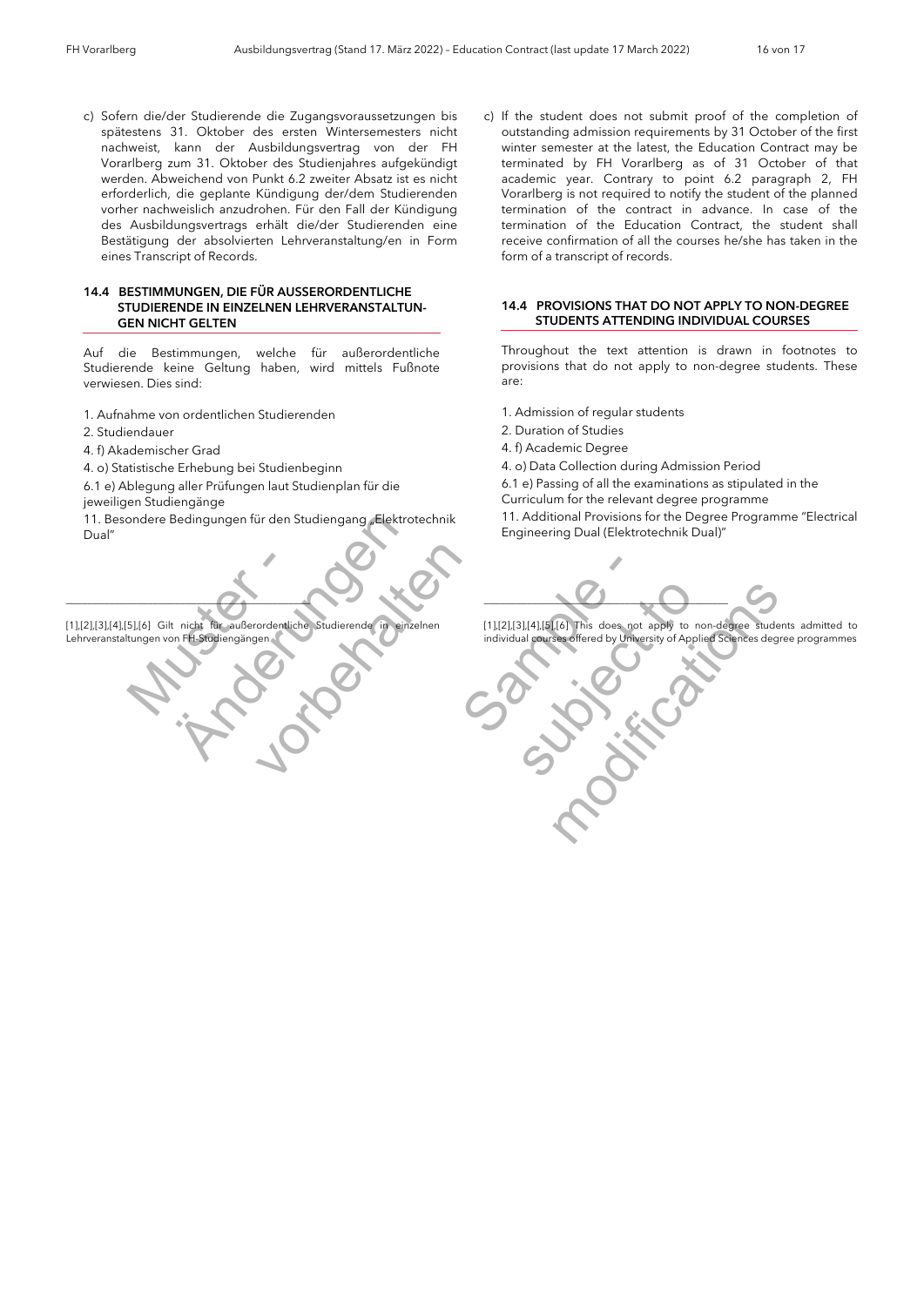c) Sofern die/der Studierende die Zugangsvoraussetzungen bis spätestens 31. Oktober des ersten Wintersemesters nicht nachweist, kann der Ausbildungsvertrag von der FH Vorarlberg zum 31. Oktober des Studienjahres aufgekündigt werden. Abweichend von Punkt 6.2 zweiter Absatz ist es nicht erforderlich, die geplante Kündigung der/dem Studierenden vorher nachweislich anzudrohen. Für den Fall der Kündigung des Ausbildungsvertrags erhält die/der Studierenden eine Bestätigung der absolvierten Lehrveranstaltung/en in Form eines Transcript of Records.

### 14.4 BESTIMMUNGEN, DIE FÜR AUSSERORDENTLICHE STUDIERENDE IN EINZELNEN LEHRVERANSTALTUNGEN NICHT GELTEN

Auf die Bestimmungen, welche für außerordentliche Studierende keine Geltung haben, wird mittels Fußnote verwiesen. Dies sind:

1. Aufnahme von ordentlichen Studierenden
2. Studiendauer
4. f) Akademischer Grad
4. o) Statistische Erhebung bei Studienbeginn
6.1 e) Ablegung aller Prüfungen laut Studienplan für die jeweiligen Studiengänge
11. Besondere Bedingungen für den Studiengang „Elektrotechnik Dual"

[1],[2],[3],[4],[5],[6] Gilt nicht für außerordentliche Studierende in einzelnen Lehrveranstaltungen von FH-Studiengängen

c) If the student does not submit proof of the completion of outstanding admission requirements by 31 October of the first winter semester at the latest, the Education Contract may be terminated by FH Vorarlberg as of 31 October of that academic year. Contrary to point 6.2 paragraph 2, FH Vorarlberg is not required to notify the student of the planned termination of the contract in advance. In case of the termination of the Education Contract, the student shall receive confirmation of all the courses he/she has taken in the form of a transcript of records.

### 14.4 PROVISIONS THAT DO NOT APPLY TO NON-DEGREE STUDENTS ATTENDING INDIVIDUAL COURSES

Throughout the text attention is drawn in footnotes to provisions that do not apply to non-degree students. These are:

1. Admission of regular students
2. Duration of Studies
4. f) Academic Degree
4. o) Data Collection during Admission Period
6.1 e) Passing of all the examinations as stipulated in the Curriculum for the relevant degree programme
11. Additional Provisions for the Degree Programme "Electrical Engineering Dual (Elektrotechnik Dual)"

[1],[2],[3],[4],[5],[6] This does not apply to non-degree students admitted to individual courses offered by University of Applied Sciences degree programmes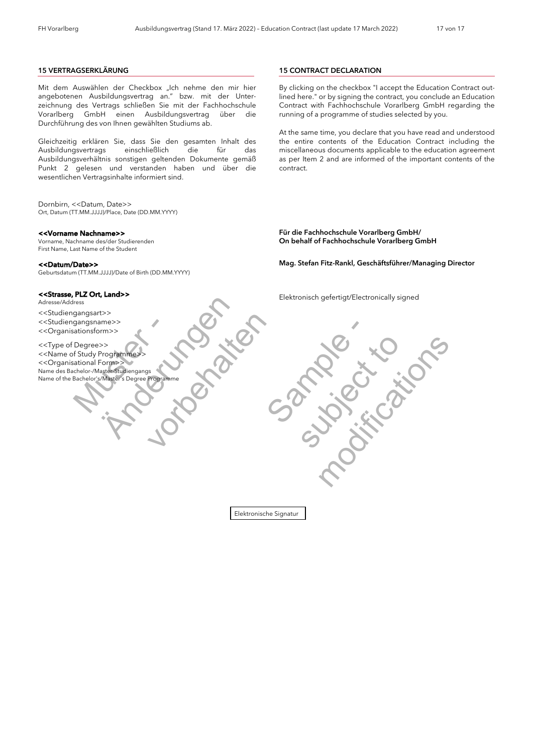## 15 VERTRAGSERKLÄRUNG

Mit dem Auswählen der Checkbox „Ich nehme den mir hier angebotenen Ausbildungsvertrag an." bzw. mit der Unterzeichnung des Vertrags schließen Sie mit der Fachhochschule Vorarlberg GmbH einen Ausbildungsvertrag über die Durchführung des von Ihnen gewählten Studiums ab.

Gleichzeitig erklären Sie, dass Sie den gesamten Inhalt des Ausbildungsvertrags einschließlich die für das Ausbildungsverhältnis sonstigen geltenden Dokumente gemäß Punkt 2 gelesen und verstanden haben und über die wesentlichen Vertragsinhalte informiert sind.

## 15 CONTRACT DECLARATION

By clicking on the checkbox "I accept the Education Contract outlined here." or by signing the contract, you conclude an Education Contract with Fachhochschule Vorarlberg GmbH regarding the running of a programme of studies selected by you.

At the same time, you declare that you have read and understood the entire contents of the Education Contract including the miscellaneous documents applicable to the education agreement as per Item 2 and are informed of the important contents of the contract.

Dornbirn, <<Datum, Date>>
Ort, Datum (TT.MM.JJJJ)/Place, Date (DD.MM.YYYY)

**<<Vorname Nachname>>**
Vorname, Nachname des/der Studierenden
First Name, Last Name of the Student

**<<Datum/Date>>**
Geburtsdatum (TT.MM.JJJJ)/Date of Birth (DD.MM.YYYY)

**<<Strasse, PLZ Ort, Land>>**
Adresse/Address

<<Studiengangsart>>
<<Studiengangsname>>
<<Organisationsform>>

<<Type of Degree>>
<<Name of Study Programme>>
<<Organisational Form>>
Name des Bachelor-/Master-Studiengangs
Name of the Bachelor's/Master's Degree Programme

**Für die Fachhochschule Vorarlberg GmbH/**
**On behalf of Fachhochschule Vorarlberg GmbH**

**Mag. Stefan Fitz-Rankl, Geschäftsführer/Managing Director**

Elektronisch gefertigt/Electronically signed

Muster - Änderungen vorbehalten

Sample - subject to modifications

Elektronische Signatur